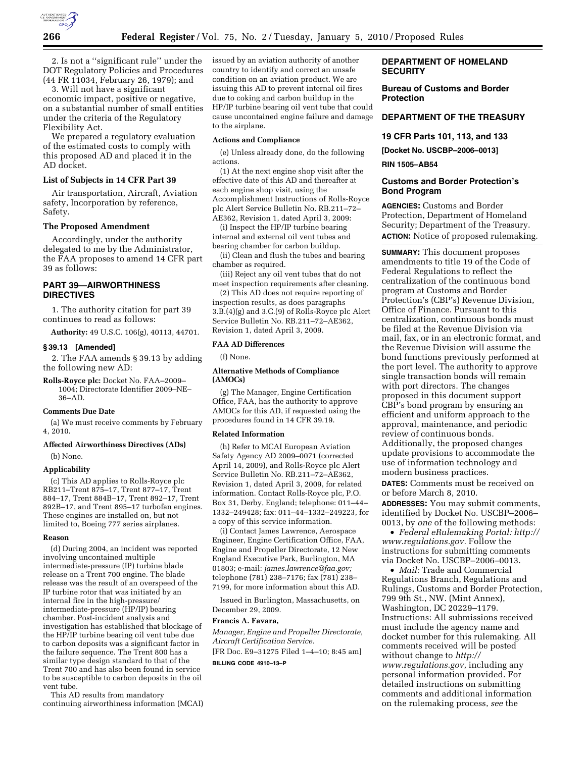2. Is not a "significant rule" under the DOT Regulatory Policies and Procedures (44 FR 11034, February 26, 1979); and

3. Will not have a significant economic impact, positive or negative, on a substantial number of small entities under the criteria of the Regulatory Flexibility Act.

We prepared a regulatory evaluation of the estimated costs to comply with this proposed AD and placed it in the AD docket.

### List of Subjects in 14 CFR Part 39

Air transportation, Aircraft, Aviation safety, Incorporation by reference, Safety.

### The Proposed Amendment

Accordingly, under the authority delegated to me by the Administrator, the FAA proposes to amend 14 CFR part 39 as follows:

## PART 39—AIRWORTHINESS DIRECTIVES

1. The authority citation for part 39 continues to read as follows:

**Authority:** 49 U.S.C. 106(g), 40113, 44701.

### § 39.13 [Amended]

2. The FAA amends § 39.13 by adding the following new AD:

**Rolls-Royce plc:** Docket No. FAA–2009–1004; Directorate Identifier 2009–NE–36–AD.

#### Comments Due Date

(a) We must receive comments by February 4, 2010.

#### Affected Airworthiness Directives (ADs)

(b) None.

#### Applicability

(c) This AD applies to Rolls-Royce plc RB211–Trent 875–17, Trent 877–17, Trent 884–17, Trent 884B–17, Trent 892–17, Trent 892B–17, and Trent 895–17 turbofan engines. These engines are installed on, but not limited to, Boeing 777 series airplanes.

#### Reason

(d) During 2004, an incident was reported involving uncontained multiple intermediate-pressure (IP) turbine blade release on a Trent 700 engine. The blade release was the result of an overspeed of the IP turbine rotor that was initiated by an internal fire in the high-pressure/intermediate-pressure (HP/IP) bearing chamber. Post-incident analysis and investigation has established that blockage of the HP/IP turbine bearing oil vent tube due to carbon deposits was a significant factor in the failure sequence. The Trent 800 has a similar type design standard to that of the Trent 700 and has also been found in service to be susceptible to carbon deposits in the oil vent tube.

This AD results from mandatory continuing airworthiness information (MCAI) issued by an aviation authority of another country to identify and correct an unsafe condition on an aviation product. We are issuing this AD to prevent internal oil fires due to coking and carbon buildup in the HP/IP turbine bearing oil vent tube that could cause uncontained engine failure and damage to the airplane.

#### Actions and Compliance

(e) Unless already done, do the following actions.

(1) At the next engine shop visit after the effective date of this AD and thereafter at each engine shop visit, using the Accomplishment Instructions of Rolls-Royce plc Alert Service Bulletin No. RB.211–72–AE362, Revision 1, dated April 3, 2009:

(i) Inspect the HP/IP turbine bearing internal and external oil vent tubes and bearing chamber for carbon buildup.

(ii) Clean and flush the tubes and bearing chamber as required.

(iii) Reject any oil vent tubes that do not meet inspection requirements after cleaning.

(2) This AD does not require reporting of inspection results, as does paragraphs 3.B.(4)(g) and 3.C.(9) of Rolls-Royce plc Alert Service Bulletin No. RB.211–72–AE362, Revision 1, dated April 3, 2009.

#### FAA AD Differences

(f) None.

#### Alternative Methods of Compliance (AMOCs)

(g) The Manager, Engine Certification Office, FAA, has the authority to approve AMOCs for this AD, if requested using the procedures found in 14 CFR 39.19.

#### Related Information

(h) Refer to MCAI European Aviation Safety Agency AD 2009–0071 (corrected April 14, 2009), and Rolls-Royce plc Alert Service Bulletin No. RB.211–72–AE362, Revision 1, dated April 3, 2009, for related information. Contact Rolls-Royce plc, P.O. Box 31, Derby, England; telephone: 011–44–1332–249428; fax: 011–44–1332–249223, for a copy of this service information.

(i) Contact James Lawrence, Aerospace Engineer, Engine Certification Office, FAA, Engine and Propeller Directorate, 12 New England Executive Park, Burlington, MA 01803; e-mail: *james.lawrence@faa.gov;* telephone (781) 238–7176; fax (781) 238–7199, for more information about this AD.

Issued in Burlington, Massachusetts, on December 29, 2009.

**Francis A. Favara,**

*Manager, Engine and Propeller Directorate, Aircraft Certification Service.*

[FR Doc. E9–31275 Filed 1–4–10; 8:45 am]

**BILLING CODE 4910–13–P**

## DEPARTMENT OF HOMELAND SECURITY

### Bureau of Customs and Border Protection

## DEPARTMENT OF THE TREASURY

### 19 CFR Parts 101, 113, and 133

**[Docket No. USCBP–2006–0013]**

**RIN 1505–AB54**

### Customs and Border Protection's Bond Program

**AGENCIES:** Customs and Border Protection, Department of Homeland Security; Department of the Treasury.

**ACTION:** Notice of proposed rulemaking.

**SUMMARY:** This document proposes amendments to title 19 of the Code of Federal Regulations to reflect the centralization of the continuous bond program at Customs and Border Protection's (CBP's) Revenue Division, Office of Finance. Pursuant to this centralization, continuous bonds must be filed at the Revenue Division via mail, fax, or in an electronic format, and the Revenue Division will assume the bond functions previously performed at the port level. The authority to approve single transaction bonds will remain with port directors. The changes proposed in this document support CBP's bond program by ensuring an efficient and uniform approach to the approval, maintenance, and periodic review of continuous bonds. Additionally, the proposed changes update provisions to accommodate the use of information technology and modern business practices.

**DATES:** Comments must be received on or before March 8, 2010.

**ADDRESSES:** You may submit comments, identified by Docket No. USCBP–2006–0013, by *one* of the following methods:

- *Federal eRulemaking Portal: http://www.regulations.gov.* Follow the instructions for submitting comments via Docket No. USCBP–2006–0013.
- *Mail:* Trade and Commercial Regulations Branch, Regulations and Rulings, Customs and Border Protection, 799 9th St., NW. (Mint Annex), Washington, DC 20229–1179.

Instructions: All submissions received must include the agency name and docket number for this rulemaking. All comments received will be posted without change to *http://www.regulations.gov*, including any personal information provided. For detailed instructions on submitting comments and additional information on the rulemaking process, *see* the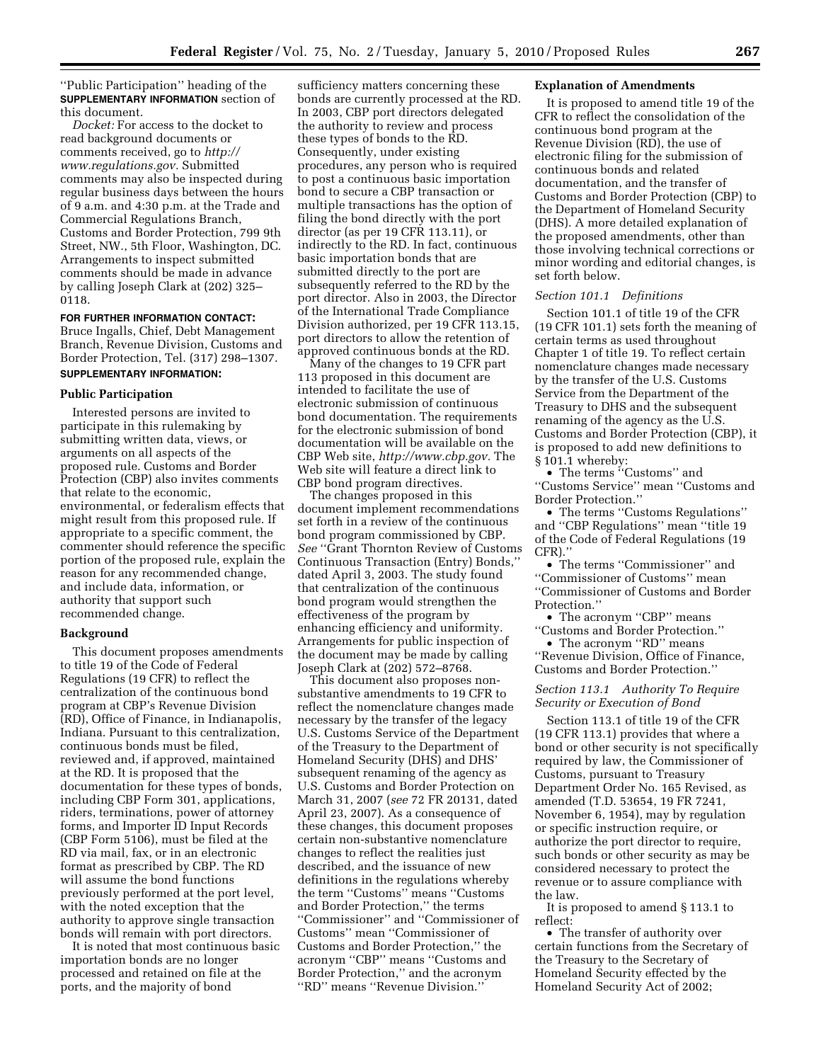"Public Participation" heading of the **SUPPLEMENTARY INFORMATION** section of this document.

*Docket:* For access to the docket to read background documents or comments received, go to *http://www.regulations.gov.* Submitted comments may also be inspected during regular business days between the hours of 9 a.m. and 4:30 p.m. at the Trade and Commercial Regulations Branch, Customs and Border Protection, 799 9th Street, NW., 5th Floor, Washington, DC. Arrangements to inspect submitted comments should be made in advance by calling Joseph Clark at (202) 325–0118.

**FOR FURTHER INFORMATION CONTACT:** Bruce Ingalls, Chief, Debt Management Branch, Revenue Division, Customs and Border Protection, Tel. (317) 298–1307.

**SUPPLEMENTARY INFORMATION:**

## Public Participation

Interested persons are invited to participate in this rulemaking by submitting written data, views, or arguments on all aspects of the proposed rule. Customs and Border Protection (CBP) also invites comments that relate to the economic, environmental, or federalism effects that might result from this proposed rule. If appropriate to a specific comment, the commenter should reference the specific portion of the proposed rule, explain the reason for any recommended change, and include data, information, or authority that support such recommended change.

## Background

This document proposes amendments to title 19 of the Code of Federal Regulations (19 CFR) to reflect the centralization of the continuous bond program at CBP's Revenue Division (RD), Office of Finance, in Indianapolis, Indiana. Pursuant to this centralization, continuous bonds must be filed, reviewed and, if approved, maintained at the RD. It is proposed that the documentation for these types of bonds, including CBP Form 301, applications, riders, terminations, power of attorney forms, and Importer ID Input Records (CBP Form 5106), must be filed at the RD via mail, fax, or in an electronic format as prescribed by CBP. The RD will assume the bond functions previously performed at the port level, with the noted exception that the authority to approve single transaction bonds will remain with port directors.

It is noted that most continuous basic importation bonds are no longer processed and retained on file at the ports, and the majority of bond sufficiency matters concerning these bonds are currently processed at the RD. In 2003, CBP port directors delegated the authority to review and process these types of bonds to the RD. Consequently, under existing procedures, any person who is required to post a continuous basic importation bond to secure a CBP transaction or multiple transactions has the option of filing the bond directly with the port director (as per 19 CFR 113.11), or indirectly to the RD. In fact, continuous basic importation bonds that are submitted directly to the port are subsequently referred to the RD by the port director. Also in 2003, the Director of the International Trade Compliance Division authorized, per 19 CFR 113.15, port directors to allow the retention of approved continuous bonds at the RD.

Many of the changes to 19 CFR part 113 proposed in this document are intended to facilitate the use of electronic submission of continuous bond documentation. The requirements for the electronic submission of bond documentation will be available on the CBP Web site, *http://www.cbp.gov.* The Web site will feature a direct link to CBP bond program directives.

The changes proposed in this document implement recommendations set forth in a review of the continuous bond program commissioned by CBP. *See* "Grant Thornton Review of Customs Continuous Transaction (Entry) Bonds," dated April 3, 2003. The study found that centralization of the continuous bond program would strengthen the effectiveness of the program by enhancing efficiency and uniformity. Arrangements for public inspection of the document may be made by calling Joseph Clark at (202) 572–8768.

This document also proposes non-substantive amendments to 19 CFR to reflect the nomenclature changes made necessary by the transfer of the legacy U.S. Customs Service of the Department of the Treasury to the Department of Homeland Security (DHS) and DHS' subsequent renaming of the agency as U.S. Customs and Border Protection on March 31, 2007 (*see* 72 FR 20131, dated April 23, 2007). As a consequence of these changes, this document proposes certain non-substantive nomenclature changes to reflect the realities just described, and the issuance of new definitions in the regulations whereby the term "Customs" means "Customs and Border Protection," the terms "Commissioner" and "Commissioner of Customs" mean "Commissioner of Customs and Border Protection," the acronym "CBP" means "Customs and Border Protection," and the acronym "RD" means "Revenue Division."

## Explanation of Amendments

It is proposed to amend title 19 of the CFR to reflect the consolidation of the continuous bond program at the Revenue Division (RD), the use of electronic filing for the submission of continuous bonds and related documentation, and the transfer of Customs and Border Protection (CBP) to the Department of Homeland Security (DHS). A more detailed explanation of the proposed amendments, other than those involving technical corrections or minor wording and editorial changes, is set forth below.

### *Section 101.1 Definitions*

Section 101.1 of title 19 of the CFR (19 CFR 101.1) sets forth the meaning of certain terms as used throughout Chapter 1 of title 19. To reflect certain nomenclature changes made necessary by the transfer of the U.S. Customs Service from the Department of the Treasury to DHS and the subsequent renaming of the agency as the U.S. Customs and Border Protection (CBP), it is proposed to add new definitions to § 101.1 whereby:

- The terms "Customs" and "Customs Service" mean "Customs and Border Protection."
- The terms "Customs Regulations" and "CBP Regulations" mean "title 19 of the Code of Federal Regulations (19 CFR)."
- The terms "Commissioner" and "Commissioner of Customs" mean "Commissioner of Customs and Border Protection."
- The acronym "CBP" means "Customs and Border Protection."
- The acronym "RD" means "Revenue Division, Office of Finance, Customs and Border Protection."

### *Section 113.1 Authority To Require Security or Execution of Bond*

Section 113.1 of title 19 of the CFR (19 CFR 113.1) provides that where a bond or other security is not specifically required by law, the Commissioner of Customs, pursuant to Treasury Department Order No. 165 Revised, as amended (T.D. 53654, 19 FR 7241, November 6, 1954), may by regulation or specific instruction require, or authorize the port director to require, such bonds or other security as may be considered necessary to protect the revenue or to assure compliance with the law.

It is proposed to amend § 113.1 to reflect:

- The transfer of authority over certain functions from the Secretary of the Treasury to the Secretary of Homeland Security effected by the Homeland Security Act of 2002;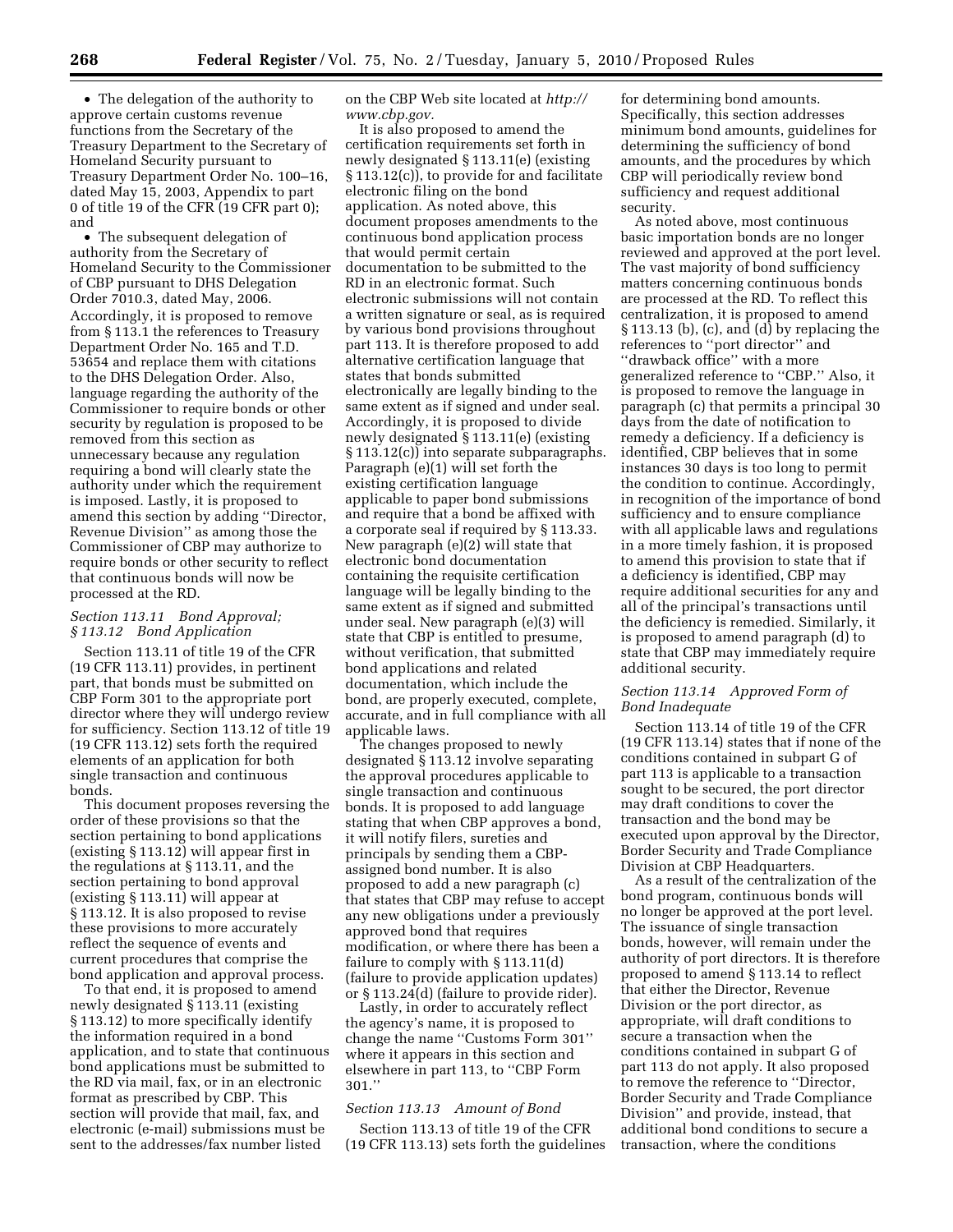- The delegation of the authority to approve certain customs revenue functions from the Secretary of the Treasury Department to the Secretary of Homeland Security pursuant to Treasury Department Order No. 100–16, dated May 15, 2003, Appendix to part 0 of title 19 of the CFR (19 CFR part 0); and
- The subsequent delegation of authority from the Secretary of Homeland Security to the Commissioner of CBP pursuant to DHS Delegation Order 7010.3, dated May, 2006.

Accordingly, it is proposed to remove from § 113.1 the references to Treasury Department Order No. 165 and T.D. 53654 and replace them with citations to the DHS Delegation Order. Also, language regarding the authority of the Commissioner to require bonds or other security by regulation is proposed to be removed from this section as unnecessary because any regulation requiring a bond will clearly state the authority under which the requirement is imposed. Lastly, it is proposed to amend this section by adding ''Director, Revenue Division'' as among those the Commissioner of CBP may authorize to require bonds or other security to reflect that continuous bonds will now be processed at the RD.

### *Section 113.11 Bond Approval; § 113.12 Bond Application*

Section 113.11 of title 19 of the CFR (19 CFR 113.11) provides, in pertinent part, that bonds must be submitted on CBP Form 301 to the appropriate port director where they will undergo review for sufficiency. Section 113.12 of title 19 (19 CFR 113.12) sets forth the required elements of an application for both single transaction and continuous bonds.

This document proposes reversing the order of these provisions so that the section pertaining to bond applications (existing § 113.12) will appear first in the regulations at § 113.11, and the section pertaining to bond approval (existing § 113.11) will appear at § 113.12. It is also proposed to revise these provisions to more accurately reflect the sequence of events and current procedures that comprise the bond application and approval process.

To that end, it is proposed to amend newly designated § 113.11 (existing § 113.12) to more specifically identify the information required in a bond application, and to state that continuous bond applications must be submitted to the RD via mail, fax, or in an electronic format as prescribed by CBP. This section will provide that mail, fax, and electronic (e-mail) submissions must be sent to the addresses/fax number listed on the CBP Web site located at *http://www.cbp.gov.*

It is also proposed to amend the certification requirements set forth in newly designated § 113.11(e) (existing § 113.12(c)), to provide for and facilitate electronic filing on the bond application. As noted above, this document proposes amendments to the continuous bond application process that would permit certain documentation to be submitted to the RD in an electronic format. Such electronic submissions will not contain a written signature or seal, as is required by various bond provisions throughout part 113. It is therefore proposed to add alternative certification language that states that bonds submitted electronically are legally binding to the same extent as if signed and under seal. Accordingly, it is proposed to divide newly designated § 113.11(e) (existing § 113.12(c)) into separate subparagraphs. Paragraph (e)(1) will set forth the existing certification language applicable to paper bond submissions and require that a bond be affixed with a corporate seal if required by § 113.33. New paragraph (e)(2) will state that electronic bond documentation containing the requisite certification language will be legally binding to the same extent as if signed and submitted under seal. New paragraph (e)(3) will state that CBP is entitled to presume, without verification, that submitted bond applications and related documentation, which include the bond, are properly executed, complete, accurate, and in full compliance with all applicable laws.

The changes proposed to newly designated § 113.12 involve separating the approval procedures applicable to single transaction and continuous bonds. It is proposed to add language stating that when CBP approves a bond, it will notify filers, sureties and principals by sending them a CBP-assigned bond number. It is also proposed to add a new paragraph (c) that states that CBP may refuse to accept any new obligations under a previously approved bond that requires modification, or where there has been a failure to comply with § 113.11(d) (failure to provide application updates) or § 113.24(d) (failure to provide rider).

Lastly, in order to accurately reflect the agency's name, it is proposed to change the name ''Customs Form 301'' where it appears in this section and elsewhere in part 113, to ''CBP Form 301.''

### *Section 113.13 Amount of Bond*

Section 113.13 of title 19 of the CFR (19 CFR 113.13) sets forth the guidelines for determining bond amounts. Specifically, this section addresses minimum bond amounts, guidelines for determining the sufficiency of bond amounts, and the procedures by which CBP will periodically review bond sufficiency and request additional security.

As noted above, most continuous basic importation bonds are no longer reviewed and approved at the port level. The vast majority of bond sufficiency matters concerning continuous bonds are processed at the RD. To reflect this centralization, it is proposed to amend § 113.13 (b), (c), and (d) by replacing the references to ''port director'' and ''drawback office'' with a more generalized reference to ''CBP.'' Also, it is proposed to remove the language in paragraph (c) that permits a principal 30 days from the date of notification to remedy a deficiency. If a deficiency is identified, CBP believes that in some instances 30 days is too long to permit the condition to continue. Accordingly, in recognition of the importance of bond sufficiency and to ensure compliance with all applicable laws and regulations in a more timely fashion, it is proposed to amend this provision to state that if a deficiency is identified, CBP may require additional securities for any and all of the principal's transactions until the deficiency is remedied. Similarly, it is proposed to amend paragraph (d) to state that CBP may immediately require additional security.

### *Section 113.14 Approved Form of Bond Inadequate*

Section 113.14 of title 19 of the CFR (19 CFR 113.14) states that if none of the conditions contained in subpart G of part 113 is applicable to a transaction sought to be secured, the port director may draft conditions to cover the transaction and the bond may be executed upon approval by the Director, Border Security and Trade Compliance Division at CBP Headquarters.

As a result of the centralization of the bond program, continuous bonds will no longer be approved at the port level. The issuance of single transaction bonds, however, will remain under the authority of port directors. It is therefore proposed to amend § 113.14 to reflect that either the Director, Revenue Division or the port director, as appropriate, will draft conditions to secure a transaction when the conditions contained in subpart G of part 113 do not apply. It also proposed to remove the reference to ''Director, Border Security and Trade Compliance Division'' and provide, instead, that additional bond conditions to secure a transaction, where the conditions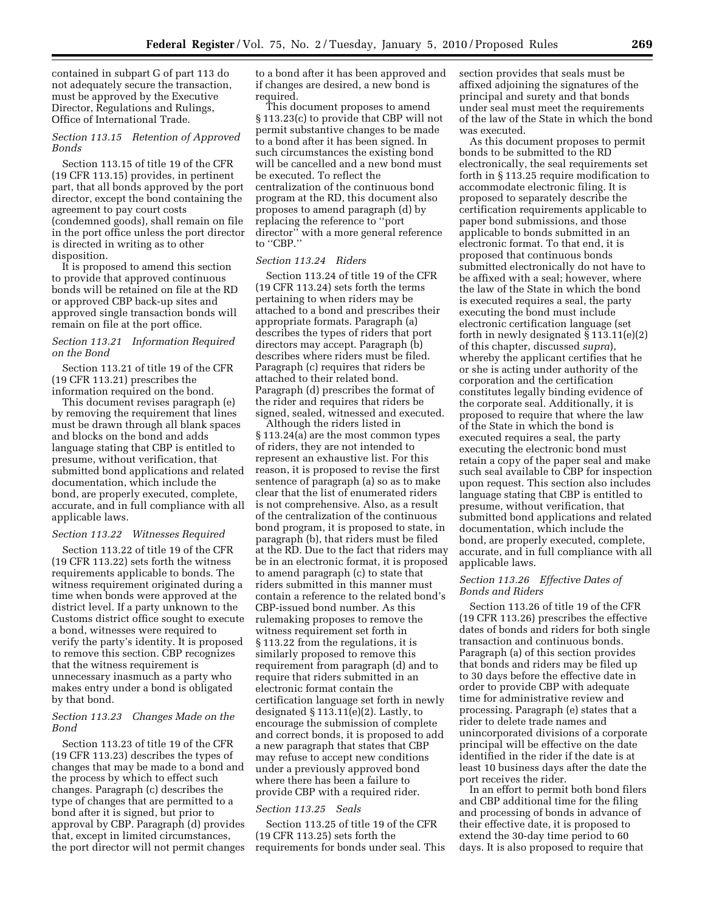contained in subpart G of part 113 do not adequately secure the transaction, must be approved by the Executive Director, Regulations and Rulings, Office of International Trade.

### *Section 113.15 Retention of Approved Bonds*

Section 113.15 of title 19 of the CFR (19 CFR 113.15) provides, in pertinent part, that all bonds approved by the port director, except the bond containing the agreement to pay court costs (condemned goods), shall remain on file in the port office unless the port director is directed in writing as to other disposition.

It is proposed to amend this section to provide that approved continuous bonds will be retained on file at the RD or approved CBP back-up sites and approved single transaction bonds will remain on file at the port office.

### *Section 113.21 Information Required on the Bond*

Section 113.21 of title 19 of the CFR (19 CFR 113.21) prescribes the information required on the bond.

This document revises paragraph (e) by removing the requirement that lines must be drawn through all blank spaces and blocks on the bond and adds language stating that CBP is entitled to presume, without verification, that submitted bond applications and related documentation, which include the bond, are properly executed, complete, accurate, and in full compliance with all applicable laws.

### *Section 113.22 Witnesses Required*

Section 113.22 of title 19 of the CFR (19 CFR 113.22) sets forth the witness requirements applicable to bonds. The witness requirement originated during a time when bonds were approved at the district level. If a party unknown to the Customs district office sought to execute a bond, witnesses were required to verify the party's identity. It is proposed to remove this section. CBP recognizes that the witness requirement is unnecessary inasmuch as a party who makes entry under a bond is obligated by that bond.

### *Section 113.23 Changes Made on the Bond*

Section 113.23 of title 19 of the CFR (19 CFR 113.23) describes the types of changes that may be made to a bond and the process by which to effect such changes. Paragraph (c) describes the type of changes that are permitted to a bond after it is signed, but prior to approval by CBP. Paragraph (d) provides that, except in limited circumstances, the port director will not permit changes to a bond after it has been approved and if changes are desired, a new bond is required.

This document proposes to amend § 113.23(c) to provide that CBP will not permit substantive changes to be made to a bond after it has been signed. In such circumstances the existing bond will be cancelled and a new bond must be executed. To reflect the centralization of the continuous bond program at the RD, this document also proposes to amend paragraph (d) by replacing the reference to "port director" with a more general reference to "CBP."

### *Section 113.24 Riders*

Section 113.24 of title 19 of the CFR (19 CFR 113.24) sets forth the terms pertaining to when riders may be attached to a bond and prescribes their appropriate formats. Paragraph (a) describes the types of riders that port directors may accept. Paragraph (b) describes where riders must be filed. Paragraph (c) requires that riders be attached to their related bond. Paragraph (d) prescribes the format of the rider and requires that riders be signed, sealed, witnessed and executed.

Although the riders listed in § 113.24(a) are the most common types of riders, they are not intended to represent an exhaustive list. For this reason, it is proposed to revise the first sentence of paragraph (a) so as to make clear that the list of enumerated riders is not comprehensive. Also, as a result of the centralization of the continuous bond program, it is proposed to state, in paragraph (b), that riders must be filed at the RD. Due to the fact that riders may be in an electronic format, it is proposed to amend paragraph (c) to state that riders submitted in this manner must contain a reference to the related bond's CBP-issued bond number. As this rulemaking proposes to remove the witness requirement set forth in § 113.22 from the regulations, it is similarly proposed to remove this requirement from paragraph (d) and to require that riders submitted in an electronic format contain the certification language set forth in newly designated § 113.11(e)(2). Lastly, to encourage the submission of complete and correct bonds, it is proposed to add a new paragraph that states that CBP may refuse to accept new conditions under a previously approved bond where there has been a failure to provide CBP with a required rider.

### *Section 113.25 Seals*

Section 113.25 of title 19 of the CFR (19 CFR 113.25) sets forth the requirements for bonds under seal. This section provides that seals must be affixed adjoining the signatures of the principal and surety and that bonds under seal must meet the requirements of the law of the State in which the bond was executed.

As this document proposes to permit bonds to be submitted to the RD electronically, the seal requirements set forth in § 113.25 require modification to accommodate electronic filing. It is proposed to separately describe the certification requirements applicable to paper bond submissions, and those applicable to bonds submitted in an electronic format. To that end, it is proposed that continuous bonds submitted electronically do not have to be affixed with a seal; however, where the law of the State in which the bond is executed requires a seal, the party executing the bond must include electronic certification language (set forth in newly designated § 113.11(e)(2) of this chapter, discussed *supra*), whereby the applicant certifies that he or she is acting under authority of the corporation and the certification constitutes legally binding evidence of the corporate seal. Additionally, it is proposed to require that where the law of the State in which the bond is executed requires a seal, the party executing the electronic bond must retain a copy of the paper seal and make such seal available to CBP for inspection upon request. This section also includes language stating that CBP is entitled to presume, without verification, that submitted bond applications and related documentation, which include the bond, are properly executed, complete, accurate, and in full compliance with all applicable laws.

### *Section 113.26 Effective Dates of Bonds and Riders*

Section 113.26 of title 19 of the CFR (19 CFR 113.26) prescribes the effective dates of bonds and riders for both single transaction and continuous bonds. Paragraph (a) of this section provides that bonds and riders may be filed up to 30 days before the effective date in order to provide CBP with adequate time for administrative review and processing. Paragraph (e) states that a rider to delete trade names and unincorporated divisions of a corporate principal will be effective on the date identified in the rider if the date is at least 10 business days after the date the port receives the rider.

In an effort to permit both bond filers and CBP additional time for the filing and processing of bonds in advance of their effective date, it is proposed to extend the 30-day time period to 60 days. It is also proposed to require that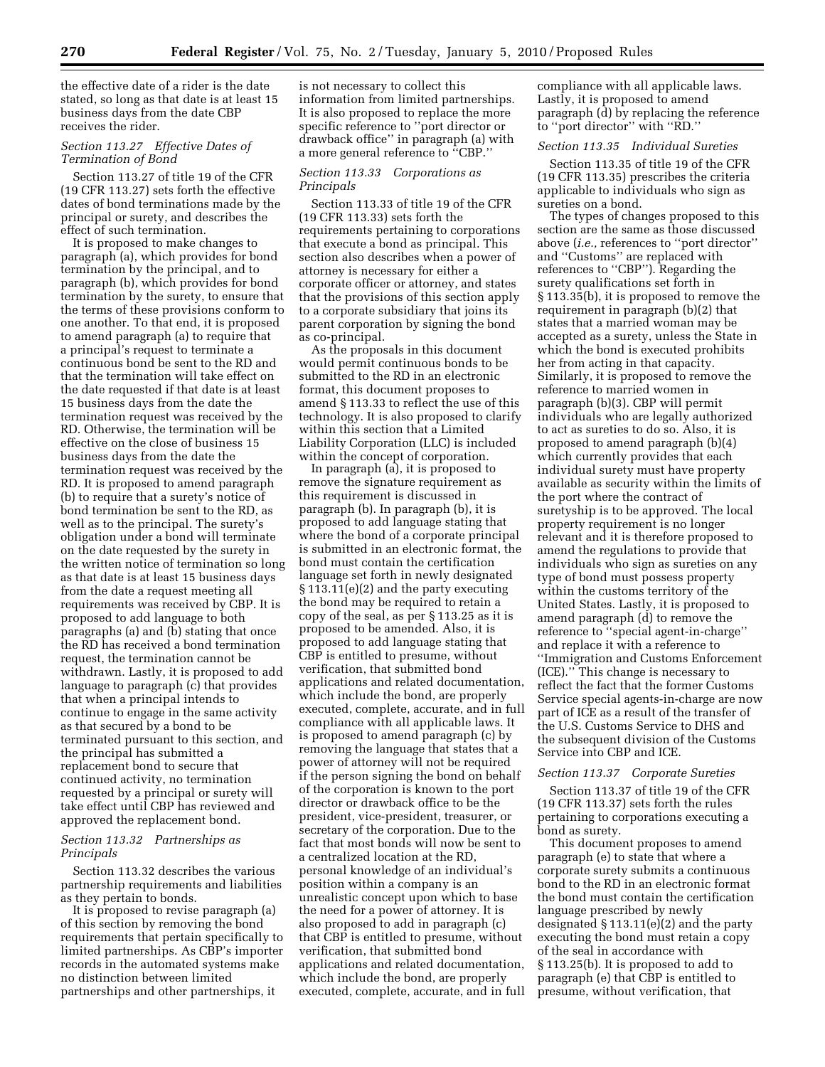the effective date of a rider is the date stated, so long as that date is at least 15 business days from the date CBP receives the rider.

### *Section 113.27 Effective Dates of Termination of Bond*

Section 113.27 of title 19 of the CFR (19 CFR 113.27) sets forth the effective dates of bond terminations made by the principal or surety, and describes the effect of such termination.

It is proposed to make changes to paragraph (a), which provides for bond termination by the principal, and to paragraph (b), which provides for bond termination by the surety, to ensure that the terms of these provisions conform to one another. To that end, it is proposed to amend paragraph (a) to require that a principal's request to terminate a continuous bond be sent to the RD and that the termination will take effect on the date requested if that date is at least 15 business days from the date the termination request was received by the RD. Otherwise, the termination will be effective on the close of business 15 business days from the date the termination request was received by the RD. It is proposed to amend paragraph (b) to require that a surety's notice of bond termination be sent to the RD, as well as to the principal. The surety's obligation under a bond will terminate on the date requested by the surety in the written notice of termination so long as that date is at least 15 business days from the date a request meeting all requirements was received by CBP. It is proposed to add language to both paragraphs (a) and (b) stating that once the RD has received a bond termination request, the termination cannot be withdrawn. Lastly, it is proposed to add language to paragraph (c) that provides that when a principal intends to continue to engage in the same activity as that secured by a bond to be terminated pursuant to this section, and the principal has submitted a replacement bond to secure that continued activity, no termination requested by a principal or surety will take effect until CBP has reviewed and approved the replacement bond.

### *Section 113.32 Partnerships as Principals*

Section 113.32 describes the various partnership requirements and liabilities as they pertain to bonds.

It is proposed to revise paragraph (a) of this section by removing the bond requirements that pertain specifically to limited partnerships. As CBP's importer records in the automated systems make no distinction between limited partnerships and other partnerships, it is not necessary to collect this information from limited partnerships. It is also proposed to replace the more specific reference to ''port director or drawback office'' in paragraph (a) with a more general reference to ''CBP.''

### *Section 113.33 Corporations as Principals*

Section 113.33 of title 19 of the CFR (19 CFR 113.33) sets forth the requirements pertaining to corporations that execute a bond as principal. This section also describes when a power of attorney is necessary for either a corporate officer or attorney, and states that the provisions of this section apply to a corporate subsidiary that joins its parent corporation by signing the bond as co-principal.

As the proposals in this document would permit continuous bonds to be submitted to the RD in an electronic format, this document proposes to amend § 113.33 to reflect the use of this technology. It is also proposed to clarify within this section that a Limited Liability Corporation (LLC) is included within the concept of corporation.

In paragraph (a), it is proposed to remove the signature requirement as this requirement is discussed in paragraph (b). In paragraph (b), it is proposed to add language stating that where the bond of a corporate principal is submitted in an electronic format, the bond must contain the certification language set forth in newly designated § 113.11(e)(2) and the party executing the bond may be required to retain a copy of the seal, as per § 113.25 as it is proposed to be amended. Also, it is proposed to add language stating that CBP is entitled to presume, without verification, that submitted bond applications and related documentation, which include the bond, are properly executed, complete, accurate, and in full compliance with all applicable laws. It is proposed to amend paragraph (c) by removing the language that states that a power of attorney will not be required if the person signing the bond on behalf of the corporation is known to the port director or drawback office to be the president, vice-president, treasurer, or secretary of the corporation. Due to the fact that most bonds will now be sent to a centralized location at the RD, personal knowledge of an individual's position within a company is an unrealistic concept upon which to base the need for a power of attorney. It is also proposed to add in paragraph (c) that CBP is entitled to presume, without verification, that submitted bond applications and related documentation, which include the bond, are properly executed, complete, accurate, and in full compliance with all applicable laws. Lastly, it is proposed to amend paragraph (d) by replacing the reference to ''port director'' with ''RD.''

### *Section 113.35 Individual Sureties*

Section 113.35 of title 19 of the CFR (19 CFR 113.35) prescribes the criteria applicable to individuals who sign as sureties on a bond.

The types of changes proposed to this section are the same as those discussed above (*i.e.,* references to ''port director'' and ''Customs'' are replaced with references to ''CBP''). Regarding the surety qualifications set forth in § 113.35(b), it is proposed to remove the requirement in paragraph (b)(2) that states that a married woman may be accepted as a surety, unless the State in which the bond is executed prohibits her from acting in that capacity. Similarly, it is proposed to remove the reference to married women in paragraph (b)(3). CBP will permit individuals who are legally authorized to act as sureties to do so. Also, it is proposed to amend paragraph (b)(4) which currently provides that each individual surety must have property available as security within the limits of the port where the contract of suretyship is to be approved. The local property requirement is no longer relevant and it is therefore proposed to amend the regulations to provide that individuals who sign as sureties on any type of bond must possess property within the customs territory of the United States. Lastly, it is proposed to amend paragraph (d) to remove the reference to ''special agent-in-charge'' and replace it with a reference to ''Immigration and Customs Enforcement (ICE).'' This change is necessary to reflect the fact that the former Customs Service special agents-in-charge are now part of ICE as a result of the transfer of the U.S. Customs Service to DHS and the subsequent division of the Customs Service into CBP and ICE.

### *Section 113.37 Corporate Sureties*

Section 113.37 of title 19 of the CFR (19 CFR 113.37) sets forth the rules pertaining to corporations executing a bond as surety.

This document proposes to amend paragraph (e) to state that where a corporate surety submits a continuous bond to the RD in an electronic format the bond must contain the certification language prescribed by newly designated § 113.11(e)(2) and the party executing the bond must retain a copy of the seal in accordance with § 113.25(b). It is proposed to add to paragraph (e) that CBP is entitled to presume, without verification, that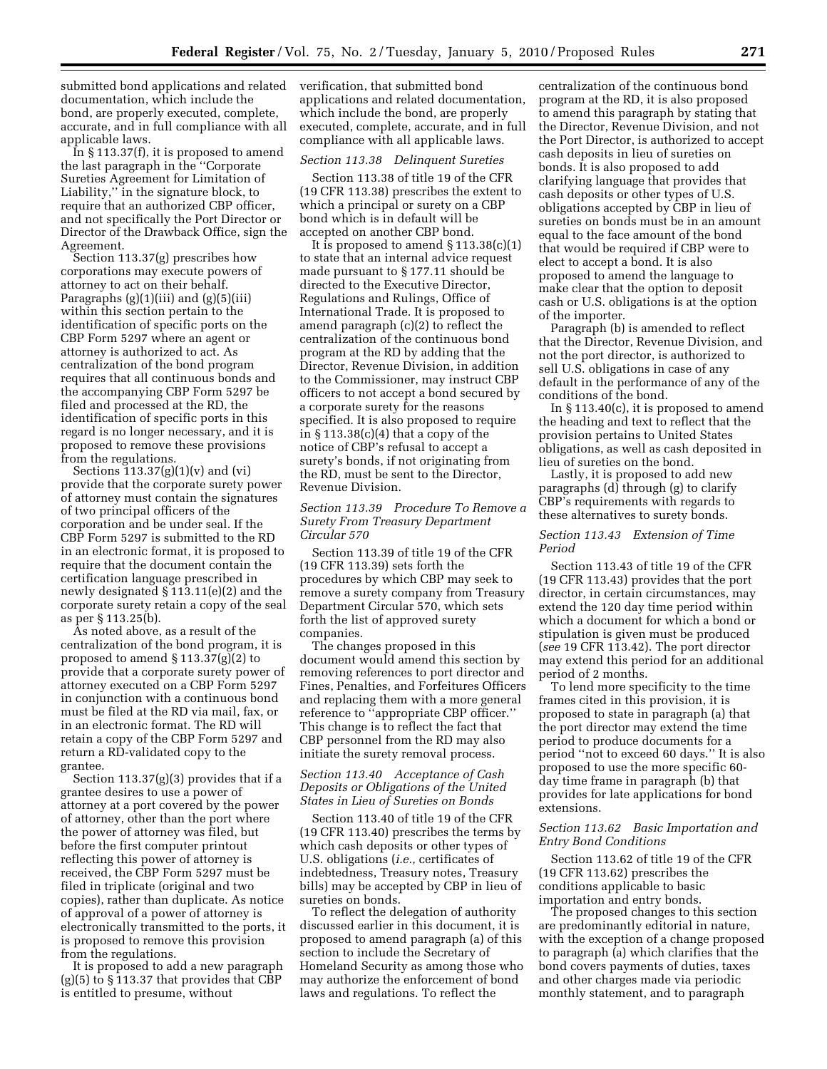submitted bond applications and related documentation, which include the bond, are properly executed, complete, accurate, and in full compliance with all applicable laws.

In § 113.37(f), it is proposed to amend the last paragraph in the "Corporate Sureties Agreement for Limitation of Liability," in the signature block, to require that an authorized CBP officer, and not specifically the Port Director or Director of the Drawback Office, sign the Agreement.

Section 113.37(g) prescribes how corporations may execute powers of attorney to act on their behalf. Paragraphs (g)(1)(iii) and (g)(5)(iii) within this section pertain to the identification of specific ports on the CBP Form 5297 where an agent or attorney is authorized to act. As centralization of the bond program requires that all continuous bonds and the accompanying CBP Form 5297 be filed and processed at the RD, the identification of specific ports in this regard is no longer necessary, and it is proposed to remove these provisions from the regulations.

Sections 113.37(g)(1)(v) and (vi) provide that the corporate surety power of attorney must contain the signatures of two principal officers of the corporation and be under seal. If the CBP Form 5297 is submitted to the RD in an electronic format, it is proposed to require that the document contain the certification language prescribed in newly designated § 113.11(e)(2) and the corporate surety retain a copy of the seal as per § 113.25(b).

As noted above, as a result of the centralization of the bond program, it is proposed to amend § 113.37(g)(2) to provide that a corporate surety power of attorney executed on a CBP Form 5297 in conjunction with a continuous bond must be filed at the RD via mail, fax, or in an electronic format. The RD will retain a copy of the CBP Form 5297 and return a RD-validated copy to the grantee.

Section 113.37(g)(3) provides that if a grantee desires to use a power of attorney at a port covered by the power of attorney, other than the port where the power of attorney was filed, but before the first computer printout reflecting this power of attorney is received, the CBP Form 5297 must be filed in triplicate (original and two copies), rather than duplicate. As notice of approval of a power of attorney is electronically transmitted to the ports, it is proposed to remove this provision from the regulations.

It is proposed to add a new paragraph (g)(5) to § 113.37 that provides that CBP is entitled to presume, without verification, that submitted bond applications and related documentation, which include the bond, are properly executed, complete, accurate, and in full compliance with all applicable laws.

### *Section 113.38 Delinquent Sureties*

Section 113.38 of title 19 of the CFR (19 CFR 113.38) prescribes the extent to which a principal or surety on a CBP bond which is in default will be accepted on another CBP bond.

It is proposed to amend § 113.38(c)(1) to state that an internal advice request made pursuant to § 177.11 should be directed to the Executive Director, Regulations and Rulings, Office of International Trade. It is proposed to amend paragraph (c)(2) to reflect the centralization of the continuous bond program at the RD by adding that the Director, Revenue Division, in addition to the Commissioner, may instruct CBP officers to not accept a bond secured by a corporate surety for the reasons specified. It is also proposed to require in § 113.38(c)(4) that a copy of the notice of CBP's refusal to accept a surety's bonds, if not originating from the RD, must be sent to the Director, Revenue Division.

### *Section 113.39 Procedure To Remove a Surety From Treasury Department Circular 570*

Section 113.39 of title 19 of the CFR (19 CFR 113.39) sets forth the procedures by which CBP may seek to remove a surety company from Treasury Department Circular 570, which sets forth the list of approved surety companies.

The changes proposed in this document would amend this section by removing references to port director and Fines, Penalties, and Forfeitures Officers and replacing them with a more general reference to "appropriate CBP officer." This change is to reflect the fact that CBP personnel from the RD may also initiate the surety removal process.

### *Section 113.40 Acceptance of Cash Deposits or Obligations of the United States in Lieu of Sureties on Bonds*

Section 113.40 of title 19 of the CFR (19 CFR 113.40) prescribes the terms by which cash deposits or other types of U.S. obligations (*i.e.,* certificates of indebtedness, Treasury notes, Treasury bills) may be accepted by CBP in lieu of sureties on bonds.

To reflect the delegation of authority discussed earlier in this document, it is proposed to amend paragraph (a) of this section to include the Secretary of Homeland Security as among those who may authorize the enforcement of bond laws and regulations. To reflect the centralization of the continuous bond program at the RD, it is also proposed to amend this paragraph by stating that the Director, Revenue Division, and not the Port Director, is authorized to accept cash deposits in lieu of sureties on bonds. It is also proposed to add clarifying language that provides that cash deposits or other types of U.S. obligations accepted by CBP in lieu of sureties on bonds must be in an amount equal to the face amount of the bond that would be required if CBP were to elect to accept a bond. It is also proposed to amend the language to make clear that the option to deposit cash or U.S. obligations is at the option of the importer.

Paragraph (b) is amended to reflect that the Director, Revenue Division, and not the port director, is authorized to sell U.S. obligations in case of any default in the performance of any of the conditions of the bond.

In § 113.40(c), it is proposed to amend the heading and text to reflect that the provision pertains to United States obligations, as well as cash deposited in lieu of sureties on the bond.

Lastly, it is proposed to add new paragraphs (d) through (g) to clarify CBP's requirements with regards to these alternatives to surety bonds.

### *Section 113.43 Extension of Time Period*

Section 113.43 of title 19 of the CFR (19 CFR 113.43) provides that the port director, in certain circumstances, may extend the 120 day time period within which a document for which a bond or stipulation is given must be produced (*see* 19 CFR 113.42). The port director may extend this period for an additional period of 2 months.

To lend more specificity to the time frames cited in this provision, it is proposed to state in paragraph (a) that the port director may extend the time period to produce documents for a period "not to exceed 60 days." It is also proposed to use the more specific 60-day time frame in paragraph (b) that provides for late applications for bond extensions.

### *Section 113.62 Basic Importation and Entry Bond Conditions*

Section 113.62 of title 19 of the CFR (19 CFR 113.62) prescribes the conditions applicable to basic importation and entry bonds.

The proposed changes to this section are predominantly editorial in nature, with the exception of a change proposed to paragraph (a) which clarifies that the bond covers payments of duties, taxes and other charges made via periodic monthly statement, and to paragraph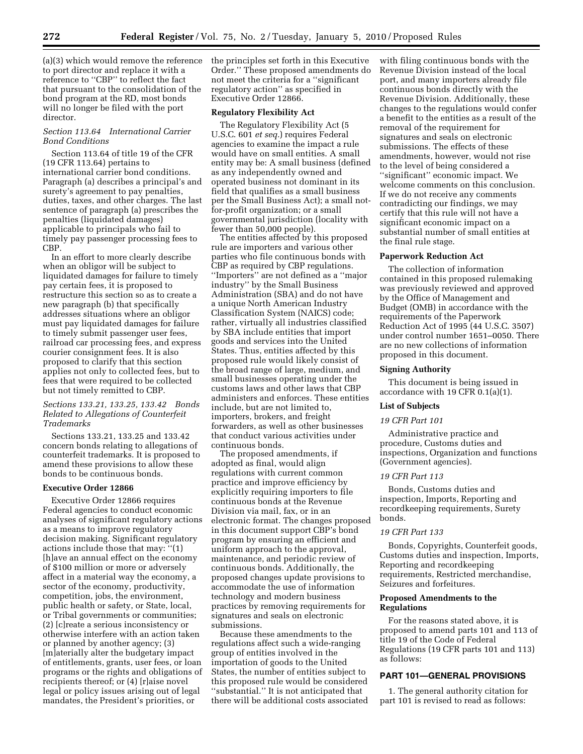(a)(3) which would remove the reference to port director and replace it with a reference to ''CBP'' to reflect the fact that pursuant to the consolidation of the bond program at the RD, most bonds will no longer be filed with the port director.

*Section 113.64 International Carrier Bond Conditions*

Section 113.64 of title 19 of the CFR (19 CFR 113.64) pertains to international carrier bond conditions. Paragraph (a) describes a principal's and surety's agreement to pay penalties, duties, taxes, and other charges. The last sentence of paragraph (a) prescribes the penalties (liquidated damages) applicable to principals who fail to timely pay passenger processing fees to CBP.

In an effort to more clearly describe when an obligor will be subject to liquidated damages for failure to timely pay certain fees, it is proposed to restructure this section so as to create a new paragraph (b) that specifically addresses situations where an obligor must pay liquidated damages for failure to timely submit passenger user fees, railroad car processing fees, and express courier consignment fees. It is also proposed to clarify that this section applies not only to collected fees, but to fees that were required to be collected but not timely remitted to CBP.

*Sections 133.21, 133.25, 133.42 Bonds Related to Allegations of Counterfeit Trademarks*

Sections 133.21, 133.25 and 133.42 concern bonds relating to allegations of counterfeit trademarks. It is proposed to amend these provisions to allow these bonds to be continuous bonds.

**Executive Order 12866**

Executive Order 12866 requires Federal agencies to conduct economic analyses of significant regulatory actions as a means to improve regulatory decision making. Significant regulatory actions include those that may: ''(1) [h]ave an annual effect on the economy of $100 million or more or adversely affect in a material way the economy, a sector of the economy, productivity, competition, jobs, the environment, public health or safety, or State, local, or Tribal governments or communities; (2) [c]reate a serious inconsistency or otherwise interfere with an action taken or planned by another agency; (3) [m]aterially alter the budgetary impact of entitlements, grants, user fees, or loan programs or the rights and obligations of recipients thereof; or (4) [r]aise novel legal or policy issues arising out of legal mandates, the President's priorities, or the principles set forth in this Executive Order.'' These proposed amendments do not meet the criteria for a ''significant regulatory action'' as specified in Executive Order 12866.

**Regulatory Flexibility Act**

The Regulatory Flexibility Act (5 U.S.C. 601 *et seq.*) requires Federal agencies to examine the impact a rule would have on small entities. A small entity may be: A small business (defined as any independently owned and operated business not dominant in its field that qualifies as a small business per the Small Business Act); a small not-for-profit organization; or a small governmental jurisdiction (locality with fewer than 50,000 people).

The entities affected by this proposed rule are importers and various other parties who file continuous bonds with CBP as required by CBP regulations. ''Importers'' are not defined as a ''major industry'' by the Small Business Administration (SBA) and do not have a unique North American Industry Classification System (NAICS) code; rather, virtually all industries classified by SBA include entities that import goods and services into the United States. Thus, entities affected by this proposed rule would likely consist of the broad range of large, medium, and small businesses operating under the customs laws and other laws that CBP administers and enforces. These entities include, but are not limited to, importers, brokers, and freight forwarders, as well as other businesses that conduct various activities under continuous bonds.

The proposed amendments, if adopted as final, would align regulations with current common practice and improve efficiency by explicitly requiring importers to file continuous bonds at the Revenue Division via mail, fax, or in an electronic format. The changes proposed in this document support CBP's bond program by ensuring an efficient and uniform approach to the approval, maintenance, and periodic review of continuous bonds. Additionally, the proposed changes update provisions to accommodate the use of information technology and modern business practices by removing requirements for signatures and seals on electronic submissions.

Because these amendments to the regulations affect such a wide-ranging group of entities involved in the importation of goods to the United States, the number of entities subject to this proposed rule would be considered ''substantial.'' It is not anticipated that there will be additional costs associated with filing continuous bonds with the Revenue Division instead of the local port, and many importers already file continuous bonds directly with the Revenue Division. Additionally, these changes to the regulations would confer a benefit to the entities as a result of the removal of the requirement for signatures and seals on electronic submissions. The effects of these amendments, however, would not rise to the level of being considered a ''significant'' economic impact. We welcome comments on this conclusion. If we do not receive any comments contradicting our findings, we may certify that this rule will not have a significant economic impact on a substantial number of small entities at the final rule stage.

**Paperwork Reduction Act**

The collection of information contained in this proposed rulemaking was previously reviewed and approved by the Office of Management and Budget (OMB) in accordance with the requirements of the Paperwork Reduction Act of 1995 (44 U.S.C. 3507) under control number 1651–0050. There are no new collections of information proposed in this document.

**Signing Authority**

This document is being issued in accordance with 19 CFR 0.1(a)(1).

**List of Subjects**

*19 CFR Part 101*

Administrative practice and procedure, Customs duties and inspections, Organization and functions (Government agencies).

*19 CFR Part 113*

Bonds, Customs duties and inspection, Imports, Reporting and recordkeeping requirements, Surety bonds.

*19 CFR Part 133*

Bonds, Copyrights, Counterfeit goods, Customs duties and inspection, Imports, Reporting and recordkeeping requirements, Restricted merchandise, Seizures and forfeitures.

**Proposed Amendments to the Regulations**

For the reasons stated above, it is proposed to amend parts 101 and 113 of title 19 of the Code of Federal Regulations (19 CFR parts 101 and 113) as follows:

**PART 101—GENERAL PROVISIONS**

1. The general authority citation for part 101 is revised to read as follows: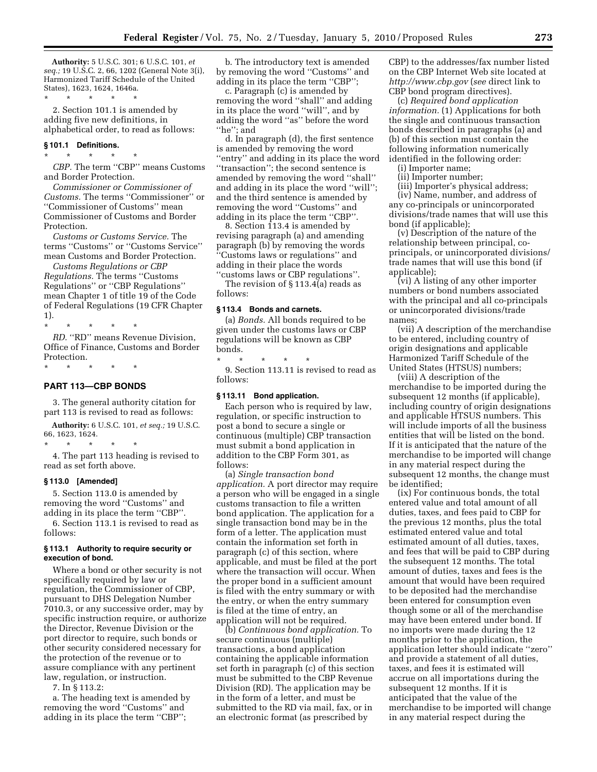**Authority:** 5 U.S.C. 301; 6 U.S.C. 101, *et seq.;* 19 U.S.C. 2, 66, 1202 (General Note 3(i), Harmonized Tariff Schedule of the United States), 1623, 1624, 1646a.

\* \* \* \* \*

2. Section 101.1 is amended by adding five new definitions, in alphabetical order, to read as follows:

### § 101.1 Definitions.

\* \* \* \* \*

*CBP.* The term "CBP" means Customs and Border Protection.

*Commissioner or Commissioner of Customs.* The terms "Commissioner" or "Commissioner of Customs" mean Commissioner of Customs and Border Protection.

*Customs or Customs Service.* The terms "Customs" or "Customs Service" mean Customs and Border Protection.

*Customs Regulations or CBP Regulations.* The terms "Customs Regulations" or "CBP Regulations" mean Chapter 1 of title 19 of the Code of Federal Regulations (19 CFR Chapter 1).

\* \* \* \* \*

*RD.* "RD" means Revenue Division, Office of Finance, Customs and Border Protection.

\* \* \* \* \*

## PART 113—CBP BONDS

3. The general authority citation for part 113 is revised to read as follows:

**Authority:** 6 U.S.C. 101, *et seq.;* 19 U.S.C. 66, 1623, 1624.

\* \* \* \* \*

4. The part 113 heading is revised to read as set forth above.

### § 113.0 [Amended]

5. Section 113.0 is amended by removing the word "Customs" and adding in its place the term "CBP".

6. Section 113.1 is revised to read as follows:

### § 113.1 Authority to require security or execution of bond.

Where a bond or other security is not specifically required by law or regulation, the Commissioner of CBP, pursuant to DHS Delegation Number 7010.3, or any successive order, may by specific instruction require, or authorize the Director, Revenue Division or the port director to require, such bonds or other security considered necessary for the protection of the revenue or to assure compliance with any pertinent law, regulation, or instruction.

7. In § 113.2:

a. The heading text is amended by removing the word "Customs" and adding in its place the term "CBP";

b. The introductory text is amended by removing the word "Customs" and adding in its place the term "CBP";

c. Paragraph (c) is amended by removing the word "shall" and adding in its place the word "will", and by adding the word "as" before the word "he"; and

d. In paragraph (d), the first sentence is amended by removing the word "entry" and adding in its place the word "transaction"; the second sentence is amended by removing the word "shall" and adding in its place the word "will"; and the third sentence is amended by removing the word "Customs" and adding in its place the term "CBP".

8. Section 113.4 is amended by revising paragraph (a) and amending paragraph (b) by removing the words "Customs laws or regulations" and adding in their place the words "customs laws or CBP regulations".

The revision of § 113.4(a) reads as follows:

### § 113.4 Bonds and carnets.

(a) *Bonds.* All bonds required to be given under the customs laws or CBP regulations will be known as CBP bonds.

\* \* \* \* \*

9. Section 113.11 is revised to read as follows:

### § 113.11 Bond application.

Each person who is required by law, regulation, or specific instruction to post a bond to secure a single or continuous (multiple) CBP transaction must submit a bond application in addition to the CBP Form 301, as follows:

(a) *Single transaction bond application.* A port director may require a person who will be engaged in a single customs transaction to file a written bond application. The application for a single transaction bond may be in the form of a letter. The application must contain the information set forth in paragraph (c) of this section, where applicable, and must be filed at the port where the transaction will occur. When the proper bond in a sufficient amount is filed with the entry summary or with the entry, or when the entry summary is filed at the time of entry, an application will not be required.

(b) *Continuous bond application.* To secure continuous (multiple) transactions, a bond application containing the applicable information set forth in paragraph (c) of this section must be submitted to the CBP Revenue Division (RD). The application may be in the form of a letter, and must be submitted to the RD via mail, fax, or in an electronic format (as prescribed by CBP) to the addresses/fax number listed on the CBP Internet Web site located at *http://www.cbp.gov* (*see* direct link to CBP bond program directives).

(c) *Required bond application information.* (1) Applications for both the single and continuous transaction bonds described in paragraphs (a) and (b) of this section must contain the following information numerically identified in the following order:

(i) Importer name;

(ii) Importer number;

(iii) Importer's physical address;

(iv) Name, number, and address of any co-principals or unincorporated divisions/trade names that will use this bond (if applicable);

(v) Description of the nature of the relationship between principal, co-principals, or unincorporated divisions/trade names that will use this bond (if applicable);

(vi) A listing of any other importer numbers or bond numbers associated with the principal and all co-principals or unincorporated divisions/trade names;

(vii) A description of the merchandise to be entered, including country of origin designations and applicable Harmonized Tariff Schedule of the United States (HTSUS) numbers;

(viii) A description of the merchandise to be imported during the subsequent 12 months (if applicable), including country of origin designations and applicable HTSUS numbers. This will include imports of all the business entities that will be listed on the bond. If it is anticipated that the nature of the merchandise to be imported will change in any material respect during the subsequent 12 months, the change must be identified;

(ix) For continuous bonds, the total entered value and total amount of all duties, taxes, and fees paid to CBP for the previous 12 months, plus the total estimated entered value and total estimated amount of all duties, taxes, and fees that will be paid to CBP during the subsequent 12 months. The total amount of duties, taxes and fees is the amount that would have been required to be deposited had the merchandise been entered for consumption even though some or all of the merchandise may have been entered under bond. If no imports were made during the 12 months prior to the application, the application letter should indicate "zero" and provide a statement of all duties, taxes, and fees it is estimated will accrue on all importations during the subsequent 12 months. If it is anticipated that the value of the merchandise to be imported will change in any material respect during the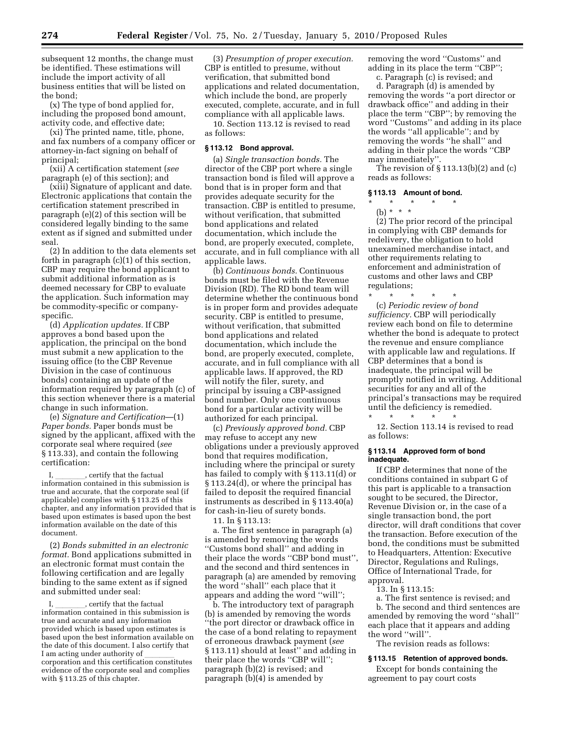subsequent 12 months, the change must be identified. These estimations will include the import activity of all business entities that will be listed on the bond;

(x) The type of bond applied for, including the proposed bond amount, activity code, and effective date;

(xi) The printed name, title, phone, and fax numbers of a company officer or attorney-in-fact signing on behalf of principal;

(xii) A certification statement (*see* paragraph (e) of this section); and

(xiii) Signature of applicant and date. Electronic applications that contain the certification statement prescribed in paragraph (e)(2) of this section will be considered legally binding to the same extent as if signed and submitted under seal.

(2) In addition to the data elements set forth in paragraph (c)(1) of this section, CBP may require the bond applicant to submit additional information as is deemed necessary for CBP to evaluate the application. Such information may be commodity-specific or company-specific.

(d) *Application updates.* If CBP approves a bond based upon the application, the principal on the bond must submit a new application to the issuing office (to the CBP Revenue Division in the case of continuous bonds) containing an update of the information required by paragraph (c) of this section whenever there is a material change in such information.

(e) *Signature and Certification*—(1) *Paper bonds.* Paper bonds must be signed by the applicant, affixed with the corporate seal where required (*see* § 113.33), and contain the following certification:

I, ________, certify that the factual information contained in this submission is true and accurate, that the corporate seal (if applicable) complies with § 113.25 of this chapter, and any information provided that is based upon estimates is based upon the best information available on the date of this document.

(2) *Bonds submitted in an electronic format.* Bond applications submitted in an electronic format must contain the following certification and are legally binding to the same extent as if signed and submitted under seal:

I, ________, certify that the factual information contained in this submission is true and accurate and any information provided which is based upon estimates is based upon the best information available on the date of this document. I also certify that I am acting under authority of ________ corporation and this certification constitutes evidence of the corporate seal and complies with § 113.25 of this chapter.

(3) *Presumption of proper execution.* CBP is entitled to presume, without verification, that submitted bond applications and related documentation, which include the bond, are properly executed, complete, accurate, and in full compliance with all applicable laws.

10. Section 113.12 is revised to read as follows:

### § 113.12 Bond approval.

(a) *Single transaction bonds.* The director of the CBP port where a single transaction bond is filed will approve a bond that is in proper form and that provides adequate security for the transaction. CBP is entitled to presume, without verification, that submitted bond applications and related documentation, which include the bond, are properly executed, complete, accurate, and in full compliance with all applicable laws.

(b) *Continuous bonds.* Continuous bonds must be filed with the Revenue Division (RD). The RD bond team will determine whether the continuous bond is in proper form and provides adequate security. CBP is entitled to presume, without verification, that submitted bond applications and related documentation, which include the bond, are properly executed, complete, accurate, and in full compliance with all applicable laws. If approved, the RD will notify the filer, surety, and principal by issuing a CBP-assigned bond number. Only one continuous bond for a particular activity will be authorized for each principal.

(c) *Previously approved bond.* CBP may refuse to accept any new obligations under a previously approved bond that requires modification, including where the principal or surety has failed to comply with § 113.11(d) or § 113.24(d), or where the principal has failed to deposit the required financial instruments as described in § 113.40(a) for cash-in-lieu of surety bonds.

11. In § 113.13:

a. The first sentence in paragraph (a) is amended by removing the words ''Customs bond shall'' and adding in their place the words ''CBP bond must'', and the second and third sentences in paragraph (a) are amended by removing the word ''shall'' each place that it appears and adding the word ''will'';

b. The introductory text of paragraph (b) is amended by removing the words ''the port director or drawback office in the case of a bond relating to repayment of erroneous drawback payment (*see* § 113.11) should at least'' and adding in their place the words ''CBP will''; paragraph (b)(2) is revised; and paragraph (b)(4) is amended by removing the word ''Customs'' and adding in its place the term ''CBP'';

c. Paragraph (c) is revised; and

d. Paragraph (d) is amended by removing the words ''a port director or drawback office'' and adding in their place the term ''CBP''; by removing the word ''Customs'' and adding in its place the words ''all applicable''; and by removing the words ''he shall'' and adding in their place the words ''CBP may immediately''.

The revision of § 113.13(b)(2) and (c) reads as follows:

### § 113.13 Amount of bond.

\* \* \* \* \*

(b) \* \* \*

(2) The prior record of the principal in complying with CBP demands for redelivery, the obligation to hold unexamined merchandise intact, and other requirements relating to enforcement and administration of customs and other laws and CBP regulations;

\* \* \* \* \*

(c) *Periodic review of bond sufficiency.* CBP will periodically review each bond on file to determine whether the bond is adequate to protect the revenue and ensure compliance with applicable law and regulations. If CBP determines that a bond is inadequate, the principal will be promptly notified in writing. Additional securities for any and all of the principal's transactions may be required until the deficiency is remedied.

\* \* \* \* \*

12. Section 113.14 is revised to read as follows:

### § 113.14 Approved form of bond inadequate.

If CBP determines that none of the conditions contained in subpart G of this part is applicable to a transaction sought to be secured, the Director, Revenue Division or, in the case of a single transaction bond, the port director, will draft conditions that cover the transaction. Before execution of the bond, the conditions must be submitted to Headquarters, Attention: Executive Director, Regulations and Rulings, Office of International Trade, for approval.

13. In § 113.15:

a. The first sentence is revised; and

b. The second and third sentences are amended by removing the word ''shall'' each place that it appears and adding the word ''will''.

The revision reads as follows:

### § 113.15 Retention of approved bonds.

Except for bonds containing the agreement to pay court costs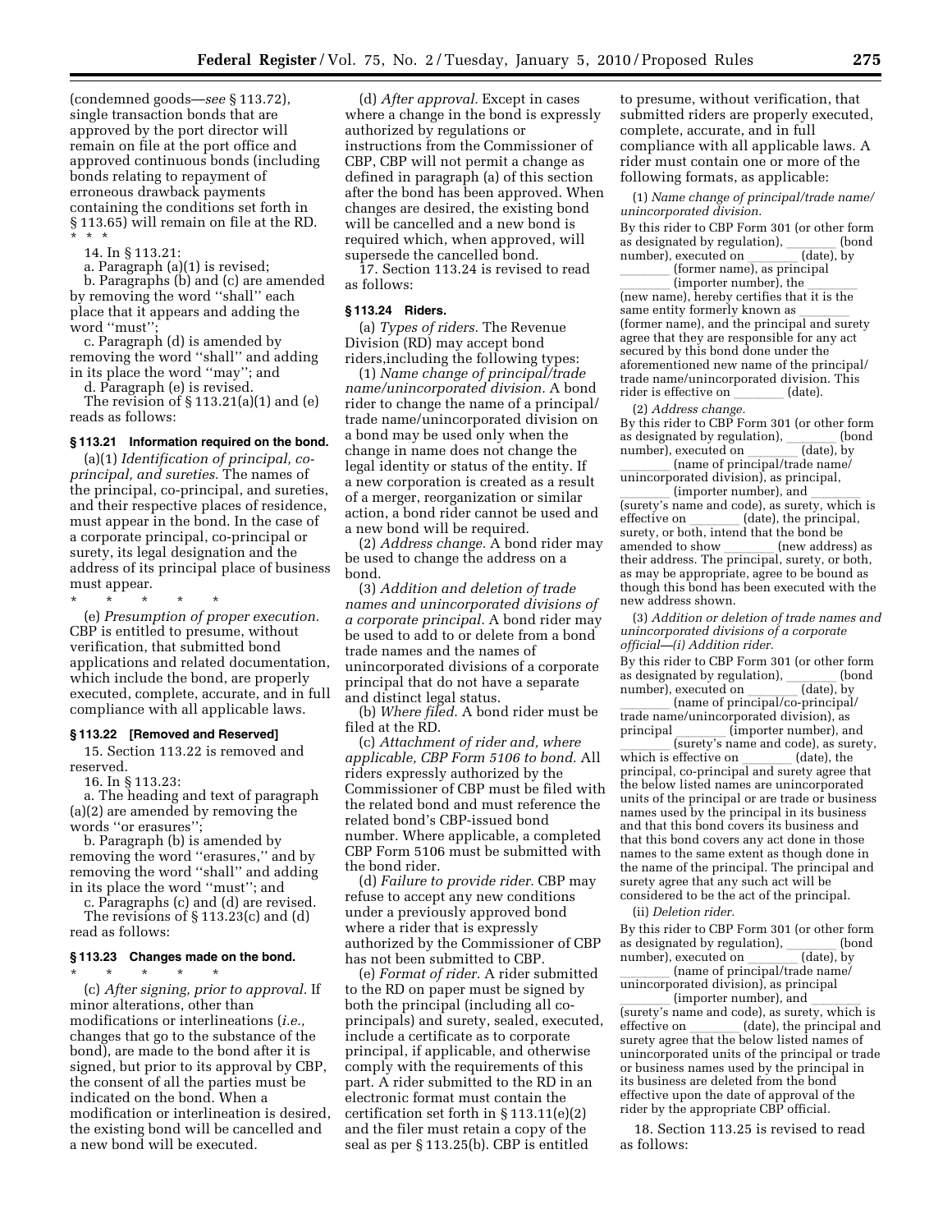(condemned goods—*see* § 113.72), single transaction bonds that are approved by the port director will remain on file at the port office and approved continuous bonds (including bonds relating to repayment of erroneous drawback payments containing the conditions set forth in § 113.65) will remain on file at the RD.

\* \* \*

14. In § 113.21:

a. Paragraph (a)(1) is revised;

b. Paragraphs (b) and (c) are amended by removing the word "shall" each place that it appears and adding the word "must";

c. Paragraph (d) is amended by removing the word "shall" and adding in its place the word "may"; and

d. Paragraph (e) is revised.

The revision of § 113.21(a)(1) and (e) reads as follows:

### § 113.21 Information required on the bond.

(a)(1) *Identification of principal, co-principal, and sureties.* The names of the principal, co-principal, and sureties, and their respective places of residence, must appear in the bond. In the case of a corporate principal, co-principal or surety, its legal designation and the address of its principal place of business must appear.

\* \* \* \* \*

(e) *Presumption of proper execution.* CBP is entitled to presume, without verification, that submitted bond applications and related documentation, which include the bond, are properly executed, complete, accurate, and in full compliance with all applicable laws.

### § 113.22 [Removed and Reserved]

15. Section 113.22 is removed and reserved.

16. In § 113.23:

a. The heading and text of paragraph (a)(2) are amended by removing the words "or erasures";

b. Paragraph (b) is amended by removing the word "erasures," and by removing the word "shall" and adding in its place the word "must"; and

c. Paragraphs (c) and (d) are revised.

The revisions of § 113.23(c) and (d) read as follows:

### § 113.23 Changes made on the bond.

\* \* \* \* \*

(c) *After signing, prior to approval.* If minor alterations, other than modifications or interlineations (*i.e.,* changes that go to the substance of the bond), are made to the bond after it is signed, but prior to its approval by CBP, the consent of all the parties must be indicated on the bond. When a modification or interlineation is desired, the existing bond will be cancelled and a new bond will be executed.

(d) *After approval.* Except in cases where a change in the bond is expressly authorized by regulations or instructions from the Commissioner of CBP, CBP will not permit a change as defined in paragraph (a) of this section after the bond has been approved. When changes are desired, the existing bond will be cancelled and a new bond is required which, when approved, will supersede the cancelled bond.

17. Section 113.24 is revised to read as follows:

### § 113.24 Riders.

(a) *Types of riders.* The Revenue Division (RD) may accept bond riders,including the following types:

(1) *Name change of principal/trade name/unincorporated division.* A bond rider to change the name of a principal/trade name/unincorporated division on a bond may be used only when the change in name does not change the legal identity or status of the entity. If a new corporation is created as a result of a merger, reorganization or similar action, a bond rider cannot be used and a new bond will be required.

(2) *Address change.* A bond rider may be used to change the address on a bond.

(3) *Addition and deletion of trade names and unincorporated divisions of a corporate principal.* A bond rider may be used to add to or delete from a bond trade names and the names of unincorporated divisions of a corporate principal that do not have a separate and distinct legal status.

(b) *Where filed.* A bond rider must be filed at the RD.

(c) *Attachment of rider and, where applicable, CBP Form 5106 to bond.* All riders expressly authorized by the Commissioner of CBP must be filed with the related bond and must reference the related bond's CBP-issued bond number. Where applicable, a completed CBP Form 5106 must be submitted with the bond rider.

(d) *Failure to provide rider.* CBP may refuse to accept any new conditions under a previously approved bond where a rider that is expressly authorized by the Commissioner of CBP has not been submitted to CBP.

(e) *Format of rider.* A rider submitted to the RD on paper must be signed by both the principal (including all co-principals) and surety, sealed, executed, include a certificate as to corporate principal, if applicable, and otherwise comply with the requirements of this part. A rider submitted to the RD in an electronic format must contain the certification set forth in § 113.11(e)(2) and the filer must retain a copy of the seal as per § 113.25(b). CBP is entitled to presume, without verification, that submitted riders are properly executed, complete, accurate, and in full compliance with all applicable laws. A rider must contain one or more of the following formats, as applicable:

(1) *Name change of principal/trade name/unincorporated division.*

By this rider to CBP Form 301 (or other form as designated by regulation), \_\_\_\_\_\_\_ (bond number), executed on \_\_\_\_\_\_\_ (date), by \_\_\_\_\_\_\_ (former name), as principal \_\_\_\_\_\_\_ (importer number), the \_\_\_\_\_\_\_ (new name), hereby certifies that it is the same entity formerly known as \_\_\_\_\_\_\_ (former name), and the principal and surety agree that they are responsible for any act secured by this bond done under the aforementioned new name of the principal/trade name/unincorporated division. This rider is effective on \_\_\_\_\_\_\_ (date).

(2) *Address change.*

By this rider to CBP Form 301 (or other form as designated by regulation), \_\_\_\_\_\_\_ (bond number), executed on \_\_\_\_\_\_\_ (date), by \_\_\_\_\_\_\_ (name of principal/trade name/unincorporated division), as principal, \_\_\_\_\_\_\_ (importer number), and \_\_\_\_\_\_\_ (surety's name and code), as surety, which is effective on \_\_\_\_\_\_\_ (date), the principal, surety, or both, intend that the bond be amended to show \_\_\_\_\_\_\_ (new address) as their address. The principal, surety, or both, as may be appropriate, agree to be bound as though this bond has been executed with the new address shown.

(3) *Addition or deletion of trade names and unincorporated divisions of a corporate official—(i) Addition rider.*

By this rider to CBP Form 301 (or other form as designated by regulation), \_\_\_\_\_\_\_ (bond number), executed on \_\_\_\_\_\_\_ (date), by \_\_\_\_\_\_\_ (name of principal/co-principal/trade name/unincorporated division), as principal \_\_\_\_\_\_\_ (importer number), and \_\_\_\_\_\_\_ (surety's name and code), as surety, which is effective on \_\_\_\_\_\_\_ (date), the principal, co-principal and surety agree that the below listed names are unincorporated units of the principal or are trade or business names used by the principal in its business and that this bond covers its business and that this bond covers any act done in those names to the same extent as though done in the name of the principal. The principal and surety agree that any such act will be considered to be the act of the principal.

(ii) *Deletion rider.*

By this rider to CBP Form 301 (or other form as designated by regulation), \_\_\_\_\_\_\_ (bond number), executed on \_\_\_\_\_\_\_ (date), by \_\_\_\_\_\_\_ (name of principal/trade name/unincorporated division), as principal \_\_\_\_\_\_\_ (importer number), and \_\_\_\_\_\_\_ (surety's name and code), as surety, which is effective on \_\_\_\_\_\_\_ (date), the principal and surety agree that the below listed names of unincorporated units of the principal or trade or business names used by the principal in its business are deleted from the bond effective upon the date of approval of the rider by the appropriate CBP official.

18. Section 113.25 is revised to read as follows: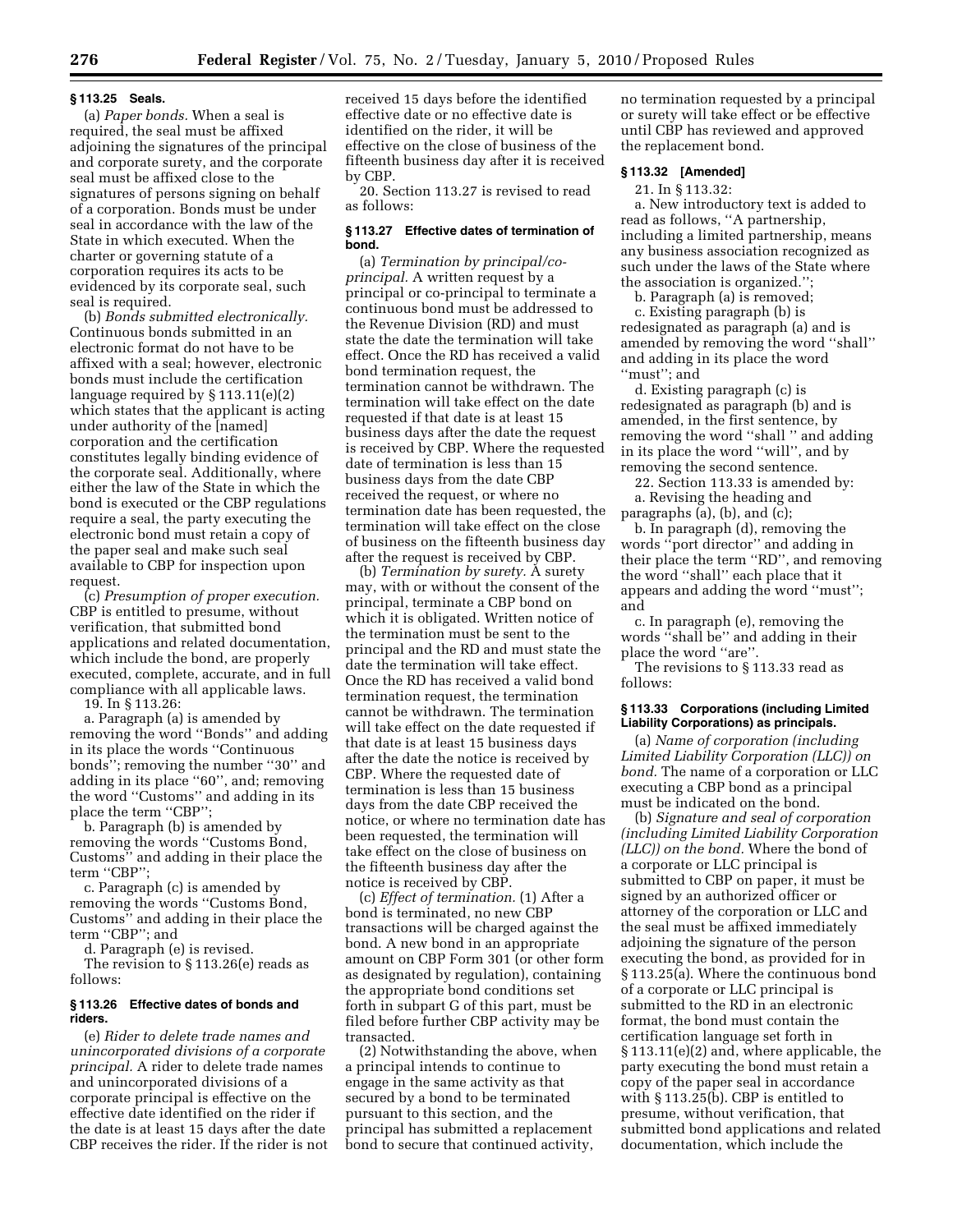### § 113.25 Seals.

(a) *Paper bonds.* When a seal is required, the seal must be affixed adjoining the signatures of the principal and corporate surety, and the corporate seal must be affixed close to the signatures of persons signing on behalf of a corporation. Bonds must be under seal in accordance with the law of the State in which executed. When the charter or governing statute of a corporation requires its acts to be evidenced by its corporate seal, such seal is required.

(b) *Bonds submitted electronically.* Continuous bonds submitted in an electronic format do not have to be affixed with a seal; however, electronic bonds must include the certification language required by § 113.11(e)(2) which states that the applicant is acting under authority of the [named] corporation and the certification constitutes legally binding evidence of the corporate seal. Additionally, where either the law of the State in which the bond is executed or the CBP regulations require a seal, the party executing the electronic bond must retain a copy of the paper seal and make such seal available to CBP for inspection upon request.

(c) *Presumption of proper execution.* CBP is entitled to presume, without verification, that submitted bond applications and related documentation, which include the bond, are properly executed, complete, accurate, and in full compliance with all applicable laws.

19. In § 113.26:

a. Paragraph (a) is amended by removing the word ''Bonds'' and adding in its place the words ''Continuous bonds''; removing the number ''30'' and adding in its place ''60'', and; removing the word ''Customs'' and adding in its place the term ''CBP'';

b. Paragraph (b) is amended by removing the words ''Customs Bond, Customs'' and adding in their place the term ''CBP'';

c. Paragraph (c) is amended by removing the words ''Customs Bond, Customs'' and adding in their place the term ''CBP''; and

d. Paragraph (e) is revised.

The revision to § 113.26(e) reads as follows:

### § 113.26 Effective dates of bonds and riders.

(e) *Rider to delete trade names and unincorporated divisions of a corporate principal.* A rider to delete trade names and unincorporated divisions of a corporate principal is effective on the effective date identified on the rider if the date is at least 15 days after the date CBP receives the rider. If the rider is not received 15 days before the identified effective date or no effective date is identified on the rider, it will be effective on the close of business of the fifteenth business day after it is received by CBP.

20. Section 113.27 is revised to read as follows:

### § 113.27 Effective dates of termination of bond.

(a) *Termination by principal/co-principal.* A written request by a principal or co-principal to terminate a continuous bond must be addressed to the Revenue Division (RD) and must state the date the termination will take effect. Once the RD has received a valid bond termination request, the termination cannot be withdrawn. The termination will take effect on the date requested if that date is at least 15 business days after the date the request is received by CBP. Where the requested date of termination is less than 15 business days from the date CBP received the request, or where no termination date has been requested, the termination will take effect on the close of business on the fifteenth business day after the request is received by CBP.

(b) *Termination by surety.* A surety may, with or without the consent of the principal, terminate a CBP bond on which it is obligated. Written notice of the termination must be sent to the principal and the RD and must state the date the termination will take effect. Once the RD has received a valid bond termination request, the termination cannot be withdrawn. The termination will take effect on the date requested if that date is at least 15 business days after the date the notice is received by CBP. Where the requested date of termination is less than 15 business days from the date CBP received the notice, or where no termination date has been requested, the termination will take effect on the close of business on the fifteenth business day after the notice is received by CBP.

(c) *Effect of termination.* (1) After a bond is terminated, no new CBP transactions will be charged against the bond. A new bond in an appropriate amount on CBP Form 301 (or other form as designated by regulation), containing the appropriate bond conditions set forth in subpart G of this part, must be filed before further CBP activity may be transacted.

(2) Notwithstanding the above, when a principal intends to continue to engage in the same activity as that secured by a bond to be terminated pursuant to this section, and the principal has submitted a replacement bond to secure that continued activity, no termination requested by a principal or surety will take effect or be effective until CBP has reviewed and approved the replacement bond.

### § 113.32 [Amended]

21. In § 113.32:

a. New introductory text is added to read as follows, ''A partnership, including a limited partnership, means any business association recognized as such under the laws of the State where the association is organized.'';

b. Paragraph (a) is removed;

c. Existing paragraph (b) is redesignated as paragraph (a) and is amended by removing the word ''shall'' and adding in its place the word ''must''; and

d. Existing paragraph (c) is redesignated as paragraph (b) and is amended, in the first sentence, by removing the word ''shall '' and adding in its place the word ''will'', and by removing the second sentence.

22. Section 113.33 is amended by:

a. Revising the heading and paragraphs (a), (b), and (c);

b. In paragraph (d), removing the words ''port director'' and adding in their place the term ''RD'', and removing the word ''shall'' each place that it appears and adding the word ''must''; and

c. In paragraph (e), removing the words ''shall be'' and adding in their place the word ''are''.

The revisions to § 113.33 read as follows:

### § 113.33 Corporations (including Limited Liability Corporations) as principals.

(a) *Name of corporation (including Limited Liability Corporation (LLC)) on bond.* The name of a corporation or LLC executing a CBP bond as a principal must be indicated on the bond.

(b) *Signature and seal of corporation (including Limited Liability Corporation (LLC)) on the bond.* Where the bond of a corporate or LLC principal is submitted to CBP on paper, it must be signed by an authorized officer or attorney of the corporation or LLC and the seal must be affixed immediately adjoining the signature of the person executing the bond, as provided for in § 113.25(a). Where the continuous bond of a corporate or LLC principal is submitted to the RD in an electronic format, the bond must contain the certification language set forth in § 113.11(e)(2) and, where applicable, the party executing the bond must retain a copy of the paper seal in accordance with § 113.25(b). CBP is entitled to presume, without verification, that submitted bond applications and related documentation, which include the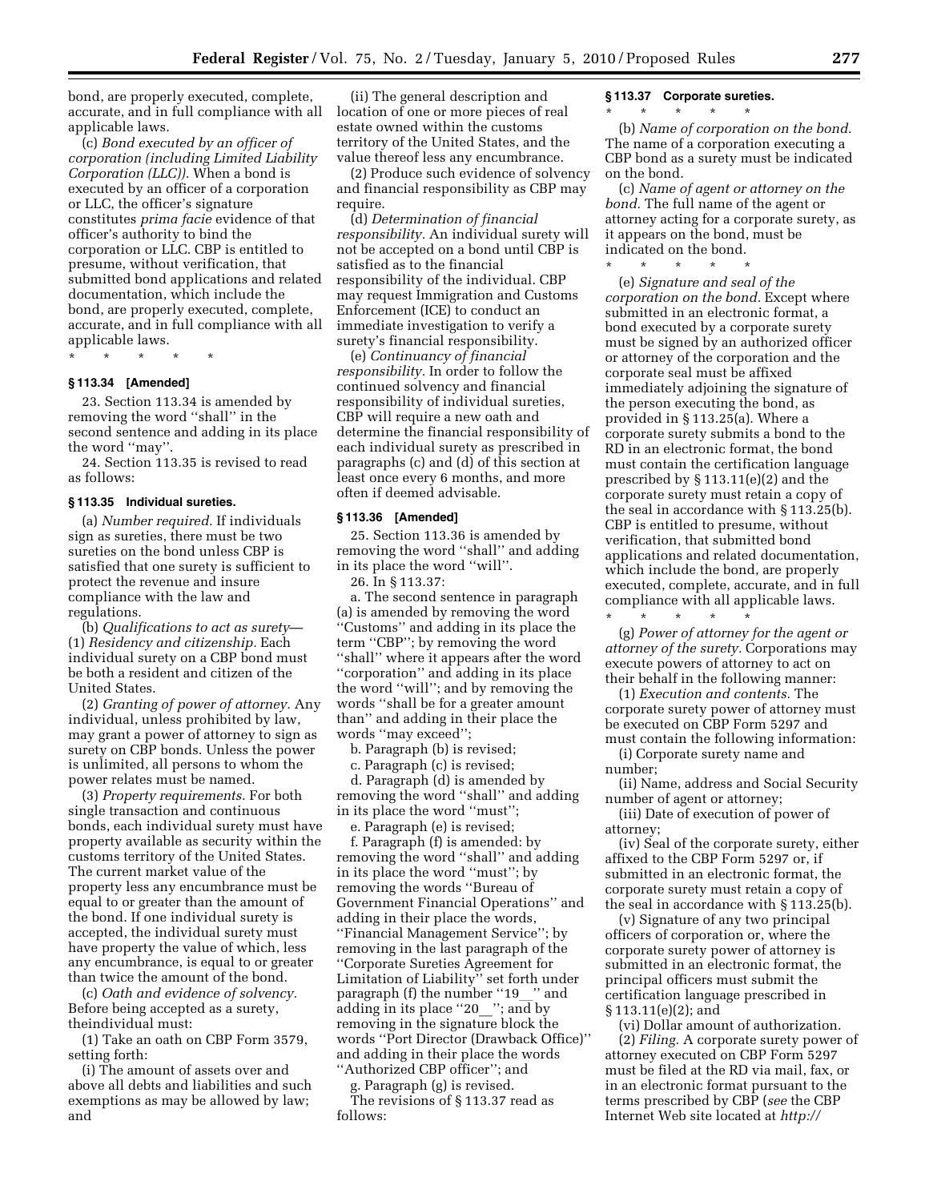bond, are properly executed, complete, accurate, and in full compliance with all applicable laws.

(c) *Bond executed by an officer of corporation (including Limited Liability Corporation (LLC)).* When a bond is executed by an officer of a corporation or LLC, the officer's signature constitutes *prima facie* evidence of that officer's authority to bind the corporation or LLC. CBP is entitled to presume, without verification, that submitted bond applications and related documentation, which include the bond, are properly executed, complete, accurate, and in full compliance with all applicable laws.

\* \* \* \* \*

**§ 113.34 [Amended]**

23. Section 113.34 is amended by removing the word ''shall'' in the second sentence and adding in its place the word ''may''.

24. Section 113.35 is revised to read as follows:

**§ 113.35 Individual sureties.**

(a) *Number required.* If individuals sign as sureties, there must be two sureties on the bond unless CBP is satisfied that one surety is sufficient to protect the revenue and insure compliance with the law and regulations.

(b) *Qualifications to act as surety*—(1) *Residency and citizenship.* Each individual surety on a CBP bond must be both a resident and citizen of the United States.

(2) *Granting of power of attorney.* Any individual, unless prohibited by law, may grant a power of attorney to sign as surety on CBP bonds. Unless the power is unlimited, all persons to whom the power relates must be named.

(3) *Property requirements.* For both single transaction and continuous bonds, each individual surety must have property available as security within the customs territory of the United States. The current market value of the property less any encumbrance must be equal to or greater than the amount of the bond. If one individual surety is accepted, the individual surety must have property the value of which, less any encumbrance, is equal to or greater than twice the amount of the bond.

(c) *Oath and evidence of solvency.* Before being accepted as a surety, theindividual must:

(1) Take an oath on CBP Form 3579, setting forth:

(i) The amount of assets over and above all debts and liabilities and such exemptions as may be allowed by law; and

(ii) The general description and location of one or more pieces of real estate owned within the customs territory of the United States, and the value thereof less any encumbrance.

(2) Produce such evidence of solvency and financial responsibility as CBP may require.

(d) *Determination of financial responsibility.* An individual surety will not be accepted on a bond until CBP is satisfied as to the financial responsibility of the individual. CBP may request Immigration and Customs Enforcement (ICE) to conduct an immediate investigation to verify a surety's financial responsibility.

(e) *Continuancy of financial responsibility.* In order to follow the continued solvency and financial responsibility of individual sureties, CBP will require a new oath and determine the financial responsibility of each individual surety as prescribed in paragraphs (c) and (d) of this section at least once every 6 months, and more often if deemed advisable.

**§ 113.36 [Amended]**

25. Section 113.36 is amended by removing the word ''shall'' and adding in its place the word ''will''.

26. In § 113.37:

a. The second sentence in paragraph (a) is amended by removing the word ''Customs'' and adding in its place the term ''CBP''; by removing the word ''shall'' where it appears after the word ''corporation'' and adding in its place the word ''will''; and by removing the words ''shall be for a greater amount than'' and adding in their place the words ''may exceed'';

b. Paragraph (b) is revised;

c. Paragraph (c) is revised;

d. Paragraph (d) is amended by removing the word ''shall'' and adding in its place the word ''must'';

e. Paragraph (e) is revised;

f. Paragraph (f) is amended: by removing the word ''shall'' and adding in its place the word ''must''; by removing the words ''Bureau of Government Financial Operations'' and adding in their place the words, ''Financial Management Service''; by removing in the last paragraph of the ''Corporate Sureties Agreement for Limitation of Liability'' set forth under paragraph (f) the number ''19\_\_'' and adding in its place ''20\_\_''; and by removing in the signature block the words ''Port Director (Drawback Office)'' and adding in their place the words ''Authorized CBP officer''; and

g. Paragraph (g) is revised.

The revisions of § 113.37 read as follows:

**§ 113.37 Corporate sureties.**

\* \* \* \* \*

(b) *Name of corporation on the bond.* The name of a corporation executing a CBP bond as a surety must be indicated on the bond.

(c) *Name of agent or attorney on the bond.* The full name of the agent or attorney acting for a corporate surety, as it appears on the bond, must be indicated on the bond.

\* \* \* \* \*

(e) *Signature and seal of the corporation on the bond.* Except where submitted in an electronic format, a bond executed by a corporate surety must be signed by an authorized officer or attorney of the corporation and the corporate seal must be affixed immediately adjoining the signature of the person executing the bond, as provided in § 113.25(a). Where a corporate surety submits a bond to the RD in an electronic format, the bond must contain the certification language prescribed by § 113.11(e)(2) and the corporate surety must retain a copy of the seal in accordance with § 113.25(b). CBP is entitled to presume, without verification, that submitted bond applications and related documentation, which include the bond, are properly executed, complete, accurate, and in full compliance with all applicable laws.

\* \* \* \* \*

(g) *Power of attorney for the agent or attorney of the surety.* Corporations may execute powers of attorney to act on their behalf in the following manner:

(1) *Execution and contents.* The corporate surety power of attorney must be executed on CBP Form 5297 and must contain the following information:

(i) Corporate surety name and number;

(ii) Name, address and Social Security number of agent or attorney;

(iii) Date of execution of power of attorney;

(iv) Seal of the corporate surety, either affixed to the CBP Form 5297 or, if submitted in an electronic format, the corporate surety must retain a copy of the seal in accordance with § 113.25(b).

(v) Signature of any two principal officers of corporation or, where the corporate surety power of attorney is submitted in an electronic format, the principal officers must submit the certification language prescribed in § 113.11(e)(2); and

(vi) Dollar amount of authorization.

(2) *Filing.* A corporate surety power of attorney executed on CBP Form 5297 must be filed at the RD via mail, fax, or in an electronic format pursuant to the terms prescribed by CBP (*see* the CBP Internet Web site located at *http://*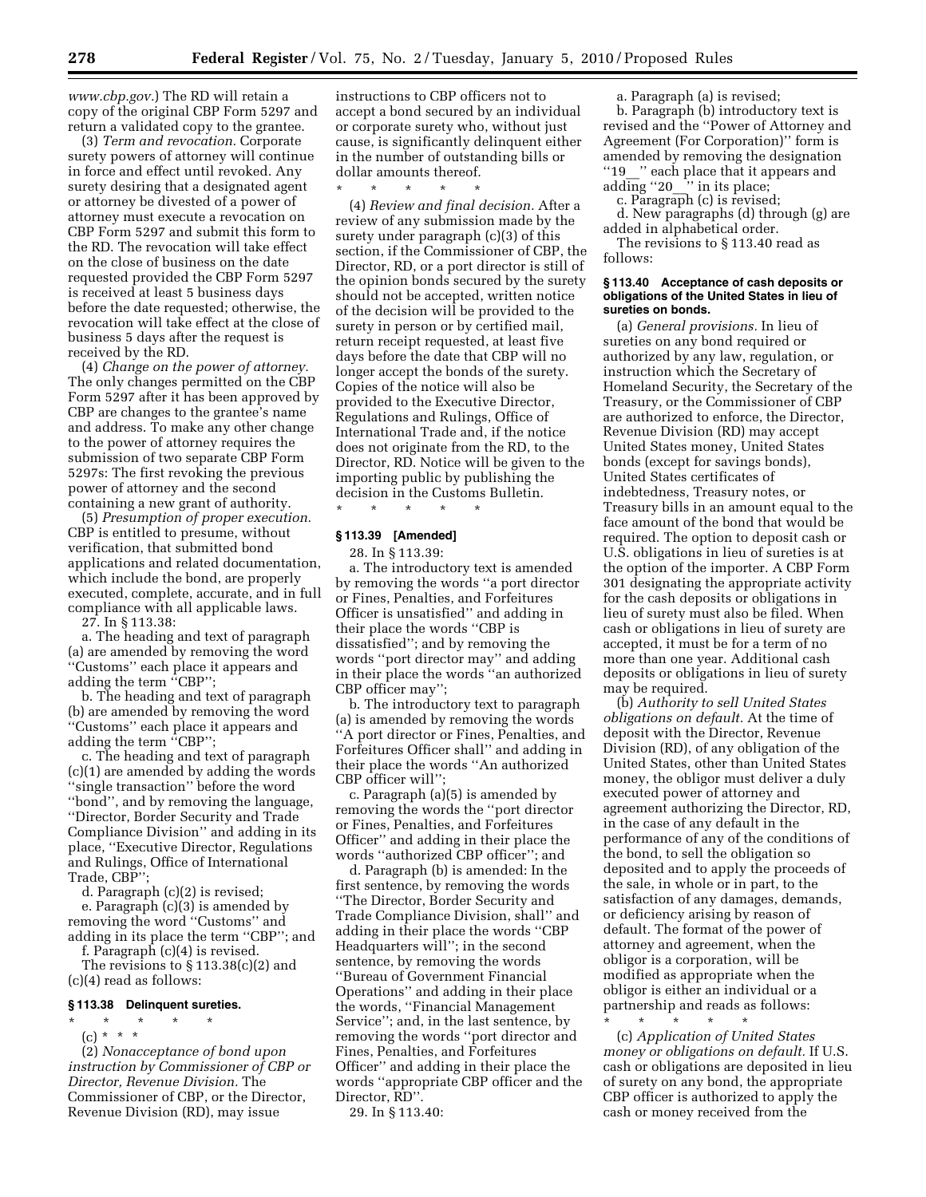*www.cbp.gov.*) The RD will retain a copy of the original CBP Form 5297 and return a validated copy to the grantee.

(3) *Term and revocation.* Corporate surety powers of attorney will continue in force and effect until revoked. Any surety desiring that a designated agent or attorney be divested of a power of attorney must execute a revocation on CBP Form 5297 and submit this form to the RD. The revocation will take effect on the close of business on the date requested provided the CBP Form 5297 is received at least 5 business days before the date requested; otherwise, the revocation will take effect at the close of business 5 days after the request is received by the RD.

(4) *Change on the power of attorney.* The only changes permitted on the CBP Form 5297 after it has been approved by CBP are changes to the grantee's name and address. To make any other change to the power of attorney requires the submission of two separate CBP Form 5297s: The first revoking the previous power of attorney and the second containing a new grant of authority.

(5) *Presumption of proper execution.* CBP is entitled to presume, without verification, that submitted bond applications and related documentation, which include the bond, are properly executed, complete, accurate, and in full compliance with all applicable laws.

27. In § 113.38:

a. The heading and text of paragraph (a) are amended by removing the word ''Customs'' each place it appears and adding the term ''CBP'';

b. The heading and text of paragraph (b) are amended by removing the word ''Customs'' each place it appears and adding the term ''CBP'';

c. The heading and text of paragraph (c)(1) are amended by adding the words ''single transaction'' before the word ''bond'', and by removing the language, ''Director, Border Security and Trade Compliance Division'' and adding in its place, ''Executive Director, Regulations and Rulings, Office of International Trade, CBP'';

d. Paragraph (c)(2) is revised;

e. Paragraph (c)(3) is amended by removing the word ''Customs'' and adding in its place the term ''CBP''; and

f. Paragraph (c)(4) is revised.

The revisions to § 113.38(c)(2) and (c)(4) read as follows:

**§ 113.38 Delinquent sureties.**

\* \* \* \* \*

(c) \* \* \*

(2) *Nonacceptance of bond upon instruction by Commissioner of CBP or Director, Revenue Division.* The Commissioner of CBP, or the Director, Revenue Division (RD), may issue instructions to CBP officers not to accept a bond secured by an individual or corporate surety who, without just cause, is significantly delinquent either in the number of outstanding bills or dollar amounts thereof.

\* \* \* \* \*

(4) *Review and final decision.* After a review of any submission made by the surety under paragraph (c)(3) of this section, if the Commissioner of CBP, the Director, RD, or a port director is still of the opinion bonds secured by the surety should not be accepted, written notice of the decision will be provided to the surety in person or by certified mail, return receipt requested, at least five days before the date that CBP will no longer accept the bonds of the surety. Copies of the notice will also be provided to the Executive Director, Regulations and Rulings, Office of International Trade and, if the notice does not originate from the RD, to the Director, RD. Notice will be given to the importing public by publishing the decision in the Customs Bulletin.

\* \* \* \* \*

**§ 113.39 [Amended]**

28. In § 113.39:

a. The introductory text is amended by removing the words ''a port director or Fines, Penalties, and Forfeitures Officer is unsatisfied'' and adding in their place the words ''CBP is dissatisfied''; and by removing the words ''port director may'' and adding in their place the words ''an authorized CBP officer may'';

b. The introductory text to paragraph (a) is amended by removing the words ''A port director or Fines, Penalties, and Forfeitures Officer shall'' and adding in their place the words ''An authorized CBP officer will'';

c. Paragraph (a)(5) is amended by removing the words the ''port director or Fines, Penalties, and Forfeitures Officer'' and adding in their place the words ''authorized CBP officer''; and

d. Paragraph (b) is amended: In the first sentence, by removing the words ''The Director, Border Security and Trade Compliance Division, shall'' and adding in their place the words ''CBP Headquarters will''; in the second sentence, by removing the words ''Bureau of Government Financial Operations'' and adding in their place the words, ''Financial Management Service''; and, in the last sentence, by removing the words ''port director and Fines, Penalties, and Forfeitures Officer'' and adding in their place the words ''appropriate CBP officer and the Director, RD''.

29. In § 113.40:

a. Paragraph (a) is revised;

b. Paragraph (b) introductory text is revised and the ''Power of Attorney and Agreement (For Corporation)'' form is amended by removing the designation ''19__'' each place that it appears and adding ''20__'' in its place;

c. Paragraph (c) is revised;

d. New paragraphs (d) through (g) are added in alphabetical order.

The revisions to § 113.40 read as follows:

**§ 113.40 Acceptance of cash deposits or obligations of the United States in lieu of sureties on bonds.**

(a) *General provisions.* In lieu of sureties on any bond required or authorized by any law, regulation, or instruction which the Secretary of Homeland Security, the Secretary of the Treasury, or the Commissioner of CBP are authorized to enforce, the Director, Revenue Division (RD) may accept United States money, United States bonds (except for savings bonds), United States certificates of indebtedness, Treasury notes, or Treasury bills in an amount equal to the face amount of the bond that would be required. The option to deposit cash or U.S. obligations in lieu of sureties is at the option of the importer. A CBP Form 301 designating the appropriate activity for the cash deposits or obligations in lieu of surety must also be filed. When cash or obligations in lieu of surety are accepted, it must be for a term of no more than one year. Additional cash deposits or obligations in lieu of surety may be required.

(b) *Authority to sell United States obligations on default.* At the time of deposit with the Director, Revenue Division (RD), of any obligation of the United States, other than United States money, the obligor must deliver a duly executed power of attorney and agreement authorizing the Director, RD, in the case of any default in the performance of any of the conditions of the bond, to sell the obligation so deposited and to apply the proceeds of the sale, in whole or in part, to the satisfaction of any damages, demands, or deficiency arising by reason of default. The format of the power of attorney and agreement, when the obligor is a corporation, will be modified as appropriate when the obligor is either an individual or a partnership and reads as follows:

\* \* \* \* \*

(c) *Application of United States money or obligations on default.* If U.S. cash or obligations are deposited in lieu of surety on any bond, the appropriate CBP officer is authorized to apply the cash or money received from the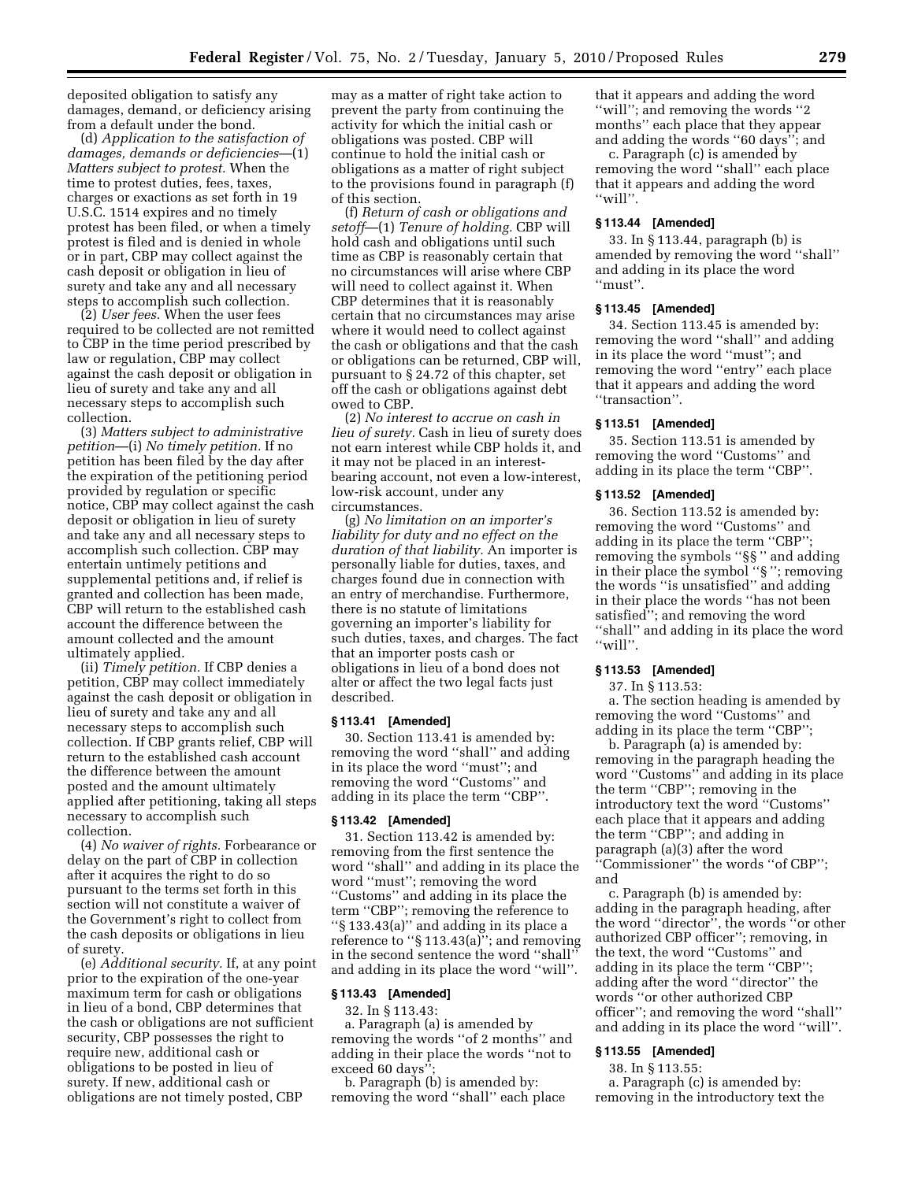deposited obligation to satisfy any damages, demand, or deficiency arising from a default under the bond.

(d) *Application to the satisfaction of damages, demands or deficiencies*—(1) *Matters subject to protest.* When the time to protest duties, fees, taxes, charges or exactions as set forth in 19 U.S.C. 1514 expires and no timely protest has been filed, or when a timely protest is filed and is denied in whole or in part, CBP may collect against the cash deposit or obligation in lieu of surety and take any and all necessary steps to accomplish such collection.

(2) *User fees.* When the user fees required to be collected are not remitted to CBP in the time period prescribed by law or regulation, CBP may collect against the cash deposit or obligation in lieu of surety and take any and all necessary steps to accomplish such collection.

(3) *Matters subject to administrative petition*—(i) *No timely petition.* If no petition has been filed by the day after the expiration of the petitioning period provided by regulation or specific notice, CBP may collect against the cash deposit or obligation in lieu of surety and take any and all necessary steps to accomplish such collection. CBP may entertain untimely petitions and supplemental petitions and, if relief is granted and collection has been made, CBP will return to the established cash account the difference between the amount collected and the amount ultimately applied.

(ii) *Timely petition.* If CBP denies a petition, CBP may collect immediately against the cash deposit or obligation in lieu of surety and take any and all necessary steps to accomplish such collection. If CBP grants relief, CBP will return to the established cash account the difference between the amount posted and the amount ultimately applied after petitioning, taking all steps necessary to accomplish such collection.

(4) *No waiver of rights.* Forbearance or delay on the part of CBP in collection after it acquires the right to do so pursuant to the terms set forth in this section will not constitute a waiver of the Government's right to collect from the cash deposits or obligations in lieu of surety.

(e) *Additional security.* If, at any point prior to the expiration of the one-year maximum term for cash or obligations in lieu of a bond, CBP determines that the cash or obligations are not sufficient security, CBP possesses the right to require new, additional cash or obligations to be posted in lieu of surety. If new, additional cash or obligations are not timely posted, CBP may as a matter of right take action to prevent the party from continuing the activity for which the initial cash or obligations was posted. CBP will continue to hold the initial cash or obligations as a matter of right subject to the provisions found in paragraph (f) of this section.

(f) *Return of cash or obligations and setoff*—(1) *Tenure of holding.* CBP will hold cash and obligations until such time as CBP is reasonably certain that no circumstances will arise where CBP will need to collect against it. When CBP determines that it is reasonably certain that no circumstances may arise where it would need to collect against the cash or obligations and that the cash or obligations can be returned, CBP will, pursuant to § 24.72 of this chapter, set off the cash or obligations against debt owed to CBP.

(2) *No interest to accrue on cash in lieu of surety.* Cash in lieu of surety does not earn interest while CBP holds it, and it may not be placed in an interest-bearing account, not even a low-interest, low-risk account, under any circumstances.

(g) *No limitation on an importer's liability for duty and no effect on the duration of that liability.* An importer is personally liable for duties, taxes, and charges found due in connection with an entry of merchandise. Furthermore, there is no statute of limitations governing an importer's liability for such duties, taxes, and charges. The fact that an importer posts cash or obligations in lieu of a bond does not alter or affect the two legal facts just described.

### § 113.41 [Amended]

30. Section 113.41 is amended by: removing the word ''shall'' and adding in its place the word ''must''; and removing the word ''Customs'' and adding in its place the term ''CBP''.

### § 113.42 [Amended]

31. Section 113.42 is amended by: removing from the first sentence the word ''shall'' and adding in its place the word ''must''; removing the word ''Customs'' and adding in its place the term ''CBP''; removing the reference to ''§ 133.43(a)'' and adding in its place a reference to ''§ 113.43(a)''; and removing in the second sentence the word ''shall'' and adding in its place the word ''will''.

### § 113.43 [Amended]

32. In § 113.43:

a. Paragraph (a) is amended by removing the words ''of 2 months'' and adding in their place the words ''not to exceed 60 days'';

b. Paragraph (b) is amended by: removing the word ''shall'' each place that it appears and adding the word ''will''; and removing the words ''2 months'' each place that they appear and adding the words ''60 days''; and

c. Paragraph (c) is amended by removing the word ''shall'' each place that it appears and adding the word ''will''.

### § 113.44 [Amended]

33. In § 113.44, paragraph (b) is amended by removing the word ''shall'' and adding in its place the word ''must''.

### § 113.45 [Amended]

34. Section 113.45 is amended by: removing the word ''shall'' and adding in its place the word ''must''; and removing the word ''entry'' each place that it appears and adding the word ''transaction''.

### § 113.51 [Amended]

35. Section 113.51 is amended by removing the word ''Customs'' and adding in its place the term ''CBP''.

### § 113.52 [Amended]

36. Section 113.52 is amended by: removing the word ''Customs'' and adding in its place the term ''CBP''; removing the symbols ''§§'' and adding in their place the symbol ''§''; removing the words ''is unsatisfied'' and adding in their place the words ''has not been satisfied''; and removing the word ''shall'' and adding in its place the word ''will''.

### § 113.53 [Amended]

37. In § 113.53:

a. The section heading is amended by removing the word ''Customs'' and adding in its place the term ''CBP'';

b. Paragraph (a) is amended by: removing in the paragraph heading the word ''Customs'' and adding in its place the term ''CBP''; removing in the introductory text the word ''Customs'' each place that it appears and adding the term ''CBP''; and adding in paragraph (a)(3) after the word ''Commissioner'' the words ''of CBP''; and

c. Paragraph (b) is amended by: adding in the paragraph heading, after the word ''director'', the words ''or other authorized CBP officer''; removing, in the text, the word ''Customs'' and adding in its place the term ''CBP''; adding after the word ''director'' the words ''or other authorized CBP officer''; and removing the word ''shall'' and adding in its place the word ''will''.

### § 113.55 [Amended]

38. In § 113.55:

a. Paragraph (c) is amended by: removing in the introductory text the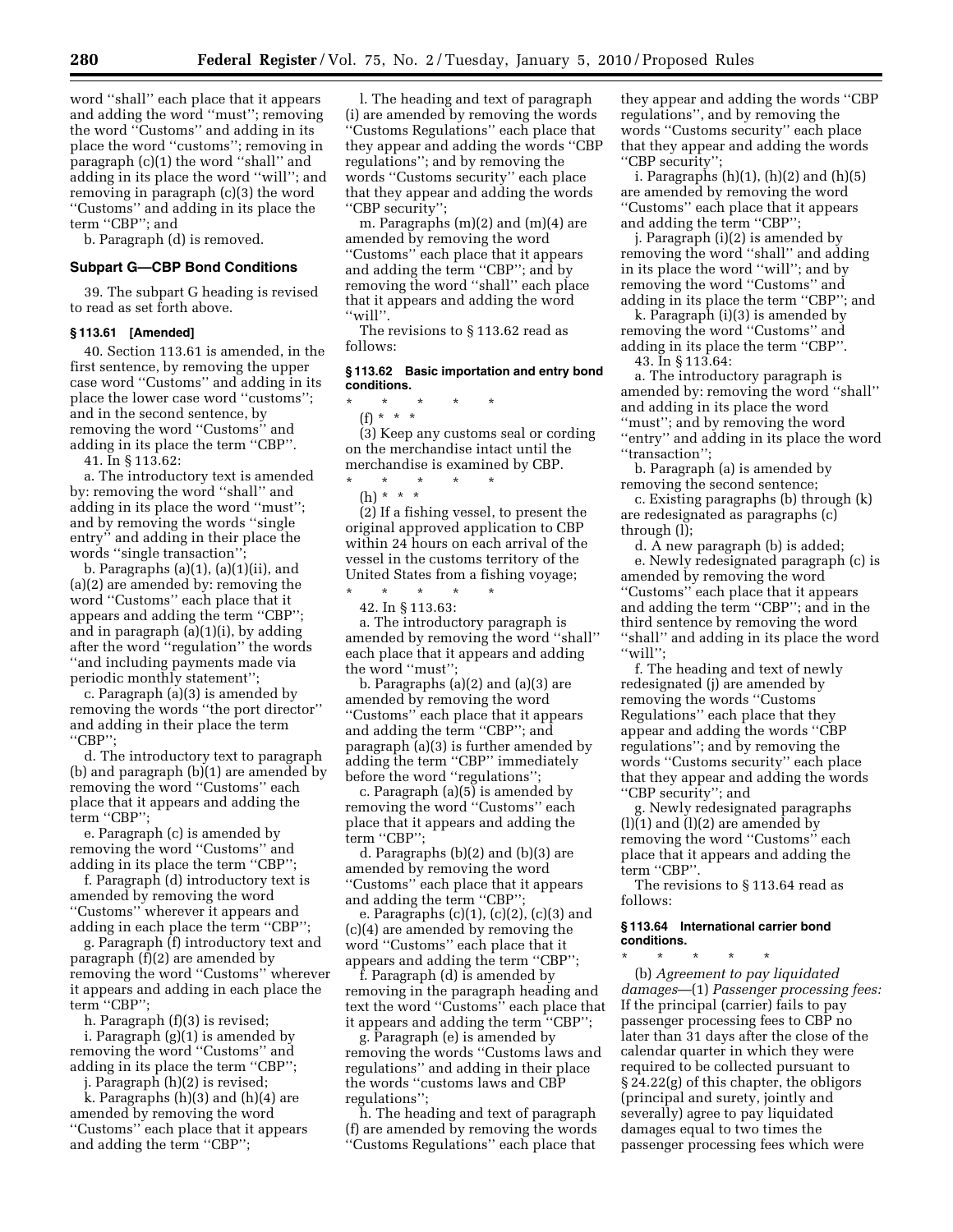word ''shall'' each place that it appears and adding the word ''must''; removing the word ''Customs'' and adding in its place the word ''customs''; removing in paragraph (c)(1) the word ''shall'' and adding in its place the word ''will''; and removing in paragraph (c)(3) the word ''Customs'' and adding in its place the term ''CBP''; and

b. Paragraph (d) is removed.

### Subpart G—CBP Bond Conditions

39. The subpart G heading is revised to read as set forth above.

#### § 113.61 [Amended]

40. Section 113.61 is amended, in the first sentence, by removing the upper case word ''Customs'' and adding in its place the lower case word ''customs''; and in the second sentence, by removing the word ''Customs'' and adding in its place the term ''CBP''.

41. In § 113.62:

a. The introductory text is amended by: removing the word ''shall'' and adding in its place the word ''must''; and by removing the words ''single entry'' and adding in their place the words ''single transaction'';

b. Paragraphs (a)(1), (a)(1)(ii), and (a)(2) are amended by: removing the word ''Customs'' each place that it appears and adding the term ''CBP''; and in paragraph (a)(1)(i), by adding after the word ''regulation'' the words ''and including payments made via periodic monthly statement'';

c. Paragraph (a)(3) is amended by removing the words ''the port director'' and adding in their place the term ''CBP'';

d. The introductory text to paragraph (b) and paragraph (b)(1) are amended by removing the word ''Customs'' each place that it appears and adding the term ''CBP'';

e. Paragraph (c) is amended by removing the word ''Customs'' and adding in its place the term ''CBP'';

f. Paragraph (d) introductory text is amended by removing the word ''Customs'' wherever it appears and adding in each place the term ''CBP'';

g. Paragraph (f) introductory text and paragraph (f)(2) are amended by removing the word ''Customs'' wherever it appears and adding in each place the term ''CBP'';

h. Paragraph (f)(3) is revised;

i. Paragraph (g)(1) is amended by removing the word ''Customs'' and adding in its place the term ''CBP'';

j. Paragraph (h)(2) is revised;

k. Paragraphs (h)(3) and (h)(4) are amended by removing the word ''Customs'' each place that it appears and adding the term ''CBP'';

l. The heading and text of paragraph (i) are amended by removing the words ''Customs Regulations'' each place that they appear and adding the words ''CBP regulations''; and by removing the words ''Customs security'' each place that they appear and adding the words ''CBP security'';

m. Paragraphs (m)(2) and (m)(4) are amended by removing the word ''Customs'' each place that it appears and adding the term ''CBP''; and by removing the word ''shall'' each place that it appears and adding the word ''will''.

The revisions to § 113.62 read as follows:

#### § 113.62 Basic importation and entry bond conditions.

\* \* \* \* \*

(f) \* \* \*

(3) Keep any customs seal or cording on the merchandise intact until the merchandise is examined by CBP.

\* \* \* \* \*

(h) \* \* \*

(2) If a fishing vessel, to present the original approved application to CBP within 24 hours on each arrival of the vessel in the customs territory of the United States from a fishing voyage;

\* \* \* \* \*

42. In § 113.63:

a. The introductory paragraph is amended by removing the word ''shall'' each place that it appears and adding the word ''must'';

b. Paragraphs (a)(2) and (a)(3) are amended by removing the word ''Customs'' each place that it appears and adding the term ''CBP''; and paragraph (a)(3) is further amended by adding the term ''CBP'' immediately before the word ''regulations'';

c. Paragraph (a)(5) is amended by removing the word ''Customs'' each place that it appears and adding the term ''CBP'';

d. Paragraphs (b)(2) and (b)(3) are amended by removing the word ''Customs'' each place that it appears and adding the term ''CBP'';

e. Paragraphs (c)(1), (c)(2), (c)(3) and (c)(4) are amended by removing the word ''Customs'' each place that it appears and adding the term ''CBP'';

f. Paragraph (d) is amended by removing in the paragraph heading and text the word ''Customs'' each place that it appears and adding the term ''CBP'';

g. Paragraph (e) is amended by removing the words ''Customs laws and regulations'' and adding in their place the words ''customs laws and CBP regulations'';

h. The heading and text of paragraph (f) are amended by removing the words ''Customs Regulations'' each place that they appear and adding the words ''CBP regulations'', and by removing the words ''Customs security'' each place that they appear and adding the words ''CBP security'';

i. Paragraphs (h)(1), (h)(2) and (h)(5) are amended by removing the word ''Customs'' each place that it appears and adding the term ''CBP'';

j. Paragraph (i)(2) is amended by removing the word ''shall'' and adding in its place the word ''will''; and by removing the word ''Customs'' and adding in its place the term ''CBP''; and

k. Paragraph (i)(3) is amended by removing the word ''Customs'' and adding in its place the term ''CBP''.

43. In § 113.64:

a. The introductory paragraph is amended by: removing the word ''shall'' and adding in its place the word ''must''; and by removing the word ''entry'' and adding in its place the word ''transaction'';

b. Paragraph (a) is amended by removing the second sentence;

c. Existing paragraphs (b) through (k) are redesignated as paragraphs (c) through (l);

d. A new paragraph (b) is added;

e. Newly redesignated paragraph (c) is amended by removing the word ''Customs'' each place that it appears and adding the term ''CBP''; and in the third sentence by removing the word ''shall'' and adding in its place the word ''will'';

f. The heading and text of newly redesignated (j) are amended by removing the words ''Customs Regulations'' each place that they appear and adding the words ''CBP regulations''; and by removing the words ''Customs security'' each place that they appear and adding the words ''CBP security''; and

g. Newly redesignated paragraphs (l)(1) and (l)(2) are amended by removing the word ''Customs'' each place that it appears and adding the term ''CBP''.

The revisions to § 113.64 read as follows:

#### § 113.64 International carrier bond conditions.

\* \* \* \* \*

(b) *Agreement to pay liquidated damages*—(1) *Passenger processing fees:* If the principal (carrier) fails to pay passenger processing fees to CBP no later than 31 days after the close of the calendar quarter in which they were required to be collected pursuant to § 24.22(g) of this chapter, the obligors (principal and surety, jointly and severally) agree to pay liquidated damages equal to two times the passenger processing fees which were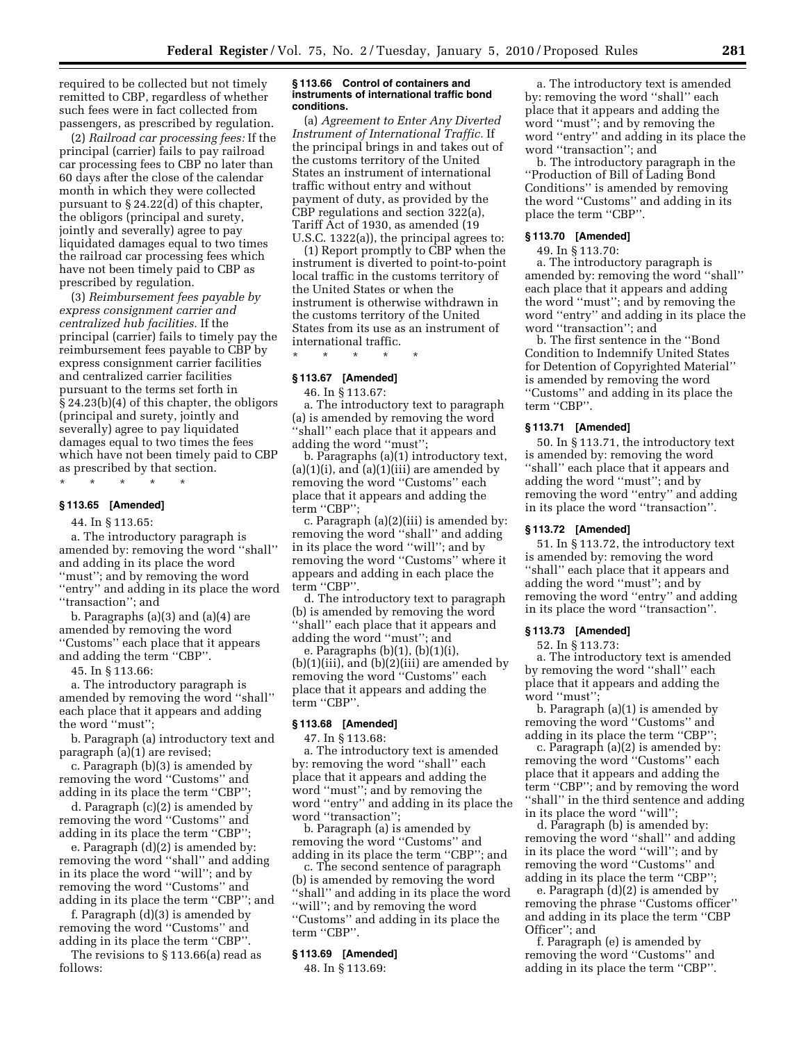required to be collected but not timely remitted to CBP, regardless of whether such fees were in fact collected from passengers, as prescribed by regulation.

(2) *Railroad car processing fees:* If the principal (carrier) fails to pay railroad car processing fees to CBP no later than 60 days after the close of the calendar month in which they were collected pursuant to § 24.22(d) of this chapter, the obligors (principal and surety, jointly and severally) agree to pay liquidated damages equal to two times the railroad car processing fees which have not been timely paid to CBP as prescribed by regulation.

(3) *Reimbursement fees payable by express consignment carrier and centralized hub facilities.* If the principal (carrier) fails to timely pay the reimbursement fees payable to CBP by express consignment carrier facilities and centralized carrier facilities pursuant to the terms set forth in § 24.23(b)(4) of this chapter, the obligors (principal and surety, jointly and severally) agree to pay liquidated damages equal to two times the fees which have not been timely paid to CBP as prescribed by that section.

\* \* \* \* \*

**§ 113.65 [Amended]**

44. In § 113.65:

a. The introductory paragraph is amended by: removing the word ''shall'' and adding in its place the word ''must''; and by removing the word ''entry'' and adding in its place the word ''transaction''; and

b. Paragraphs (a)(3) and (a)(4) are amended by removing the word ''Customs'' each place that it appears and adding the term ''CBP''.

45. In § 113.66:

a. The introductory paragraph is amended by removing the word ''shall'' each place that it appears and adding the word ''must'';

b. Paragraph (a) introductory text and paragraph (a)(1) are revised;

c. Paragraph (b)(3) is amended by removing the word ''Customs'' and adding in its place the term ''CBP'';

d. Paragraph (c)(2) is amended by removing the word ''Customs'' and adding in its place the term ''CBP'';

e. Paragraph (d)(2) is amended by: removing the word ''shall'' and adding in its place the word ''will''; and by removing the word ''Customs'' and adding in its place the term ''CBP''; and

f. Paragraph (d)(3) is amended by removing the word ''Customs'' and adding in its place the term ''CBP''.

The revisions to § 113.66(a) read as follows:

**§ 113.66 Control of containers and instruments of international traffic bond conditions.**

(a) *Agreement to Enter Any Diverted Instrument of International Traffic.* If the principal brings in and takes out of the customs territory of the United States an instrument of international traffic without entry and without payment of duty, as provided by the CBP regulations and section 322(a), Tariff Act of 1930, as amended (19 U.S.C. 1322(a)), the principal agrees to:

(1) Report promptly to CBP when the instrument is diverted to point-to-point local traffic in the customs territory of the United States or when the instrument is otherwise withdrawn in the customs territory of the United States from its use as an instrument of international traffic.

\* \* \* \* \*

**§ 113.67 [Amended]**

46. In § 113.67:

a. The introductory text to paragraph (a) is amended by removing the word ''shall'' each place that it appears and adding the word ''must'';

b. Paragraphs (a)(1) introductory text, (a)(1)(i), and (a)(1)(iii) are amended by removing the word ''Customs'' each place that it appears and adding the term ''CBP'';

c. Paragraph (a)(2)(iii) is amended by: removing the word ''shall'' and adding in its place the word ''will''; and by removing the word ''Customs'' where it appears and adding in each place the term ''CBP''.

d. The introductory text to paragraph (b) is amended by removing the word ''shall'' each place that it appears and adding the word ''must''; and

e. Paragraphs (b)(1), (b)(1)(i), (b)(1)(iii), and (b)(2)(iii) are amended by removing the word ''Customs'' each place that it appears and adding the term ''CBP''.

**§ 113.68 [Amended]**

47. In § 113.68:

a. The introductory text is amended by: removing the word ''shall'' each place that it appears and adding the word ''must''; and by removing the word ''entry'' and adding in its place the word ''transaction'';

b. Paragraph (a) is amended by removing the word ''Customs'' and adding in its place the term ''CBP''; and

c. The second sentence of paragraph (b) is amended by removing the word ''shall'' and adding in its place the word ''will''; and by removing the word ''Customs'' and adding in its place the term ''CBP''.

**§ 113.69 [Amended]**

48. In § 113.69:

a. The introductory text is amended by: removing the word ''shall'' each place that it appears and adding the word ''must''; and by removing the word ''entry'' and adding in its place the word ''transaction''; and

b. The introductory paragraph in the ''Production of Bill of Lading Bond Conditions'' is amended by removing the word ''Customs'' and adding in its place the term ''CBP''.

**§ 113.70 [Amended]**

49. In § 113.70:

a. The introductory paragraph is amended by: removing the word ''shall'' each place that it appears and adding the word ''must''; and by removing the word ''entry'' and adding in its place the word ''transaction''; and

b. The first sentence in the ''Bond Condition to Indemnify United States for Detention of Copyrighted Material'' is amended by removing the word ''Customs'' and adding in its place the term ''CBP''.

**§ 113.71 [Amended]**

50. In § 113.71, the introductory text is amended by: removing the word ''shall'' each place that it appears and adding the word ''must''; and by removing the word ''entry'' and adding in its place the word ''transaction''.

**§ 113.72 [Amended]**

51. In § 113.72, the introductory text is amended by: removing the word ''shall'' each place that it appears and adding the word ''must''; and by removing the word ''entry'' and adding in its place the word ''transaction''.

**§ 113.73 [Amended]**

52. In § 113.73:

a. The introductory text is amended by removing the word ''shall'' each place that it appears and adding the word ''must'';

b. Paragraph (a)(1) is amended by removing the word ''Customs'' and adding in its place the term ''CBP'';

c. Paragraph (a)(2) is amended by: removing the word ''Customs'' each place that it appears and adding the term ''CBP''; and by removing the word ''shall'' in the third sentence and adding in its place the word ''will'';

d. Paragraph (b) is amended by: removing the word ''shall'' and adding in its place the word ''will''; and by removing the word ''Customs'' and adding in its place the term ''CBP'';

e. Paragraph (d)(2) is amended by removing the phrase ''Customs officer'' and adding in its place the term ''CBP Officer''; and

f. Paragraph (e) is amended by removing the word ''Customs'' and adding in its place the term ''CBP''.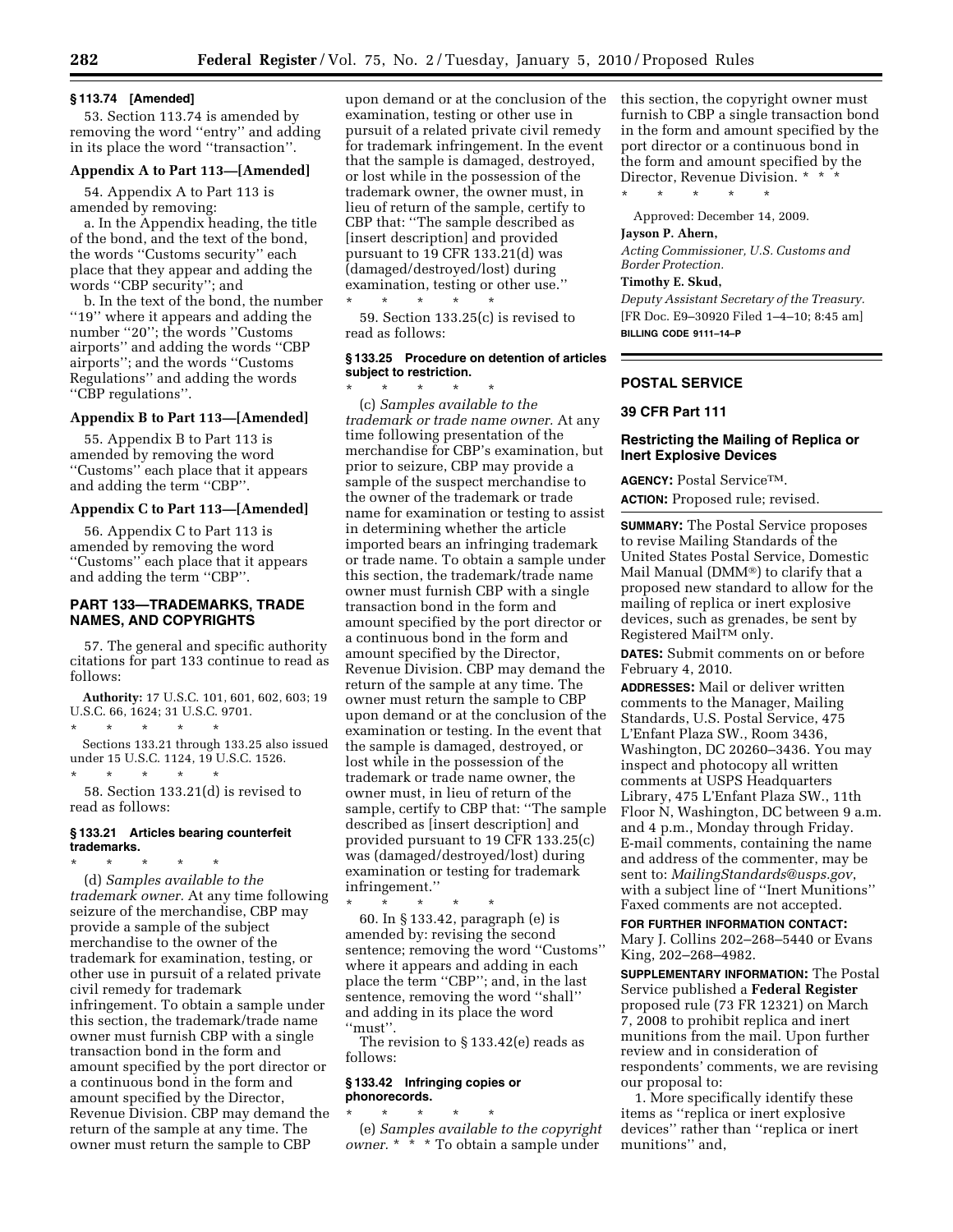### § 113.74 [Amended]

53. Section 113.74 is amended by removing the word ''entry'' and adding in its place the word ''transaction''.

### Appendix A to Part 113—[Amended]

54. Appendix A to Part 113 is amended by removing:

a. In the Appendix heading, the title of the bond, and the text of the bond, the words ''Customs security'' each place that they appear and adding the words ''CBP security''; and

b. In the text of the bond, the number ''19'' where it appears and adding the number ''20''; the words ''Customs airports'' and adding the words ''CBP airports''; and the words ''Customs Regulations'' and adding the words ''CBP regulations''.

### Appendix B to Part 113—[Amended]

55. Appendix B to Part 113 is amended by removing the word ''Customs'' each place that it appears and adding the term ''CBP''.

### Appendix C to Part 113—[Amended]

56. Appendix C to Part 113 is amended by removing the word ''Customs'' each place that it appears and adding the term ''CBP''.

## PART 133—TRADEMARKS, TRADE NAMES, AND COPYRIGHTS

57. The general and specific authority citations for part 133 continue to read as follows:

**Authority:** 17 U.S.C. 101, 601, 602, 603; 19 U.S.C. 66, 1624; 31 U.S.C. 9701.

\* \* \* \* \*

Sections 133.21 through 133.25 also issued under 15 U.S.C. 1124, 19 U.S.C. 1526.

\* \* \* \* \*

58. Section 133.21(d) is revised to read as follows:

### § 133.21 Articles bearing counterfeit trademarks.

\* \* \* \* \*

(d) *Samples available to the trademark owner.* At any time following seizure of the merchandise, CBP may provide a sample of the subject merchandise to the owner of the trademark for examination, testing, or other use in pursuit of a related private civil remedy for trademark infringement. To obtain a sample under this section, the trademark/trade name owner must furnish CBP with a single transaction bond in the form and amount specified by the port director or a continuous bond in the form and amount specified by the Director, Revenue Division. CBP may demand the return of the sample at any time. The owner must return the sample to CBP upon demand or at the conclusion of the examination, testing or other use in pursuit of a related private civil remedy for trademark infringement. In the event that the sample is damaged, destroyed, or lost while in the possession of the trademark owner, the owner must, in lieu of return of the sample, certify to CBP that: ''The sample described as [insert description] and provided pursuant to 19 CFR 133.21(d) was (damaged/destroyed/lost) during examination, testing or other use.''

\* \* \* \* \*

59. Section 133.25(c) is revised to read as follows:

### § 133.25 Procedure on detention of articles subject to restriction.

\* \* \* \* \*

(c) *Samples available to the trademark or trade name owner.* At any time following presentation of the merchandise for CBP's examination, but prior to seizure, CBP may provide a sample of the suspect merchandise to the owner of the trademark or trade name for examination or testing to assist in determining whether the article imported bears an infringing trademark or trade name. To obtain a sample under this section, the trademark/trade name owner must furnish CBP with a single transaction bond in the form and amount specified by the port director or a continuous bond in the form and amount specified by the Director, Revenue Division. CBP may demand the return of the sample at any time. The owner must return the sample to CBP upon demand or at the conclusion of the examination or testing. In the event that the sample is damaged, destroyed, or lost while in the possession of the trademark or trade name owner, the owner must, in lieu of return of the sample, certify to CBP that: ''The sample described as [insert description] and provided pursuant to 19 CFR 133.25(c) was (damaged/destroyed/lost) during examination or testing for trademark infringement.''

\* \* \* \* \*

60. In § 133.42, paragraph (e) is amended by: revising the second sentence; removing the word ''Customs'' where it appears and adding in each place the term ''CBP''; and, in the last sentence, removing the word ''shall'' and adding in its place the word ''must''.

The revision to § 133.42(e) reads as follows:

### § 133.42 Infringing copies or phonorecords.

\* \* \* \* \*

(e) *Samples available to the copyright owner.* \* \* \* To obtain a sample under this section, the copyright owner must furnish to CBP a single transaction bond in the form and amount specified by the port director or a continuous bond in the form and amount specified by the Director, Revenue Division. \* \* \*

\* \* \* \* \*

Approved: December 14, 2009.

**Jayson P. Ahern,**

*Acting Commissioner, U.S. Customs and Border Protection.*

**Timothy E. Skud,**

*Deputy Assistant Secretary of the Treasury.*

[FR Doc. E9–30920 Filed 1–4–10; 8:45 am]

**BILLING CODE 9111–14–P**

---

## POSTAL SERVICE

## 39 CFR Part 111

## Restricting the Mailing of Replica or Inert Explosive Devices

**AGENCY:** Postal Service™.

**ACTION:** Proposed rule; revised.

**SUMMARY:** The Postal Service proposes to revise Mailing Standards of the United States Postal Service, Domestic Mail Manual (DMM®) to clarify that a proposed new standard to allow for the mailing of replica or inert explosive devices, such as grenades, be sent by Registered Mail™ only.

**DATES:** Submit comments on or before February 4, 2010.

**ADDRESSES:** Mail or deliver written comments to the Manager, Mailing Standards, U.S. Postal Service, 475 L'Enfant Plaza SW., Room 3436, Washington, DC 20260–3436. You may inspect and photocopy all written comments at USPS Headquarters Library, 475 L'Enfant Plaza SW., 11th Floor N, Washington, DC between 9 a.m. and 4 p.m., Monday through Friday. E-mail comments, containing the name and address of the commenter, may be sent to: *MailingStandards@usps.gov*, with a subject line of ''Inert Munitions'' Faxed comments are not accepted.

**FOR FURTHER INFORMATION CONTACT:** Mary J. Collins 202–268–5440 or Evans King, 202–268–4982.

**SUPPLEMENTARY INFORMATION:** The Postal Service published a **Federal Register** proposed rule (73 FR 12321) on March 7, 2008 to prohibit replica and inert munitions from the mail. Upon further review and in consideration of respondents' comments, we are revising our proposal to:

1. More specifically identify these items as ''replica or inert explosive devices'' rather than ''replica or inert munitions'' and,